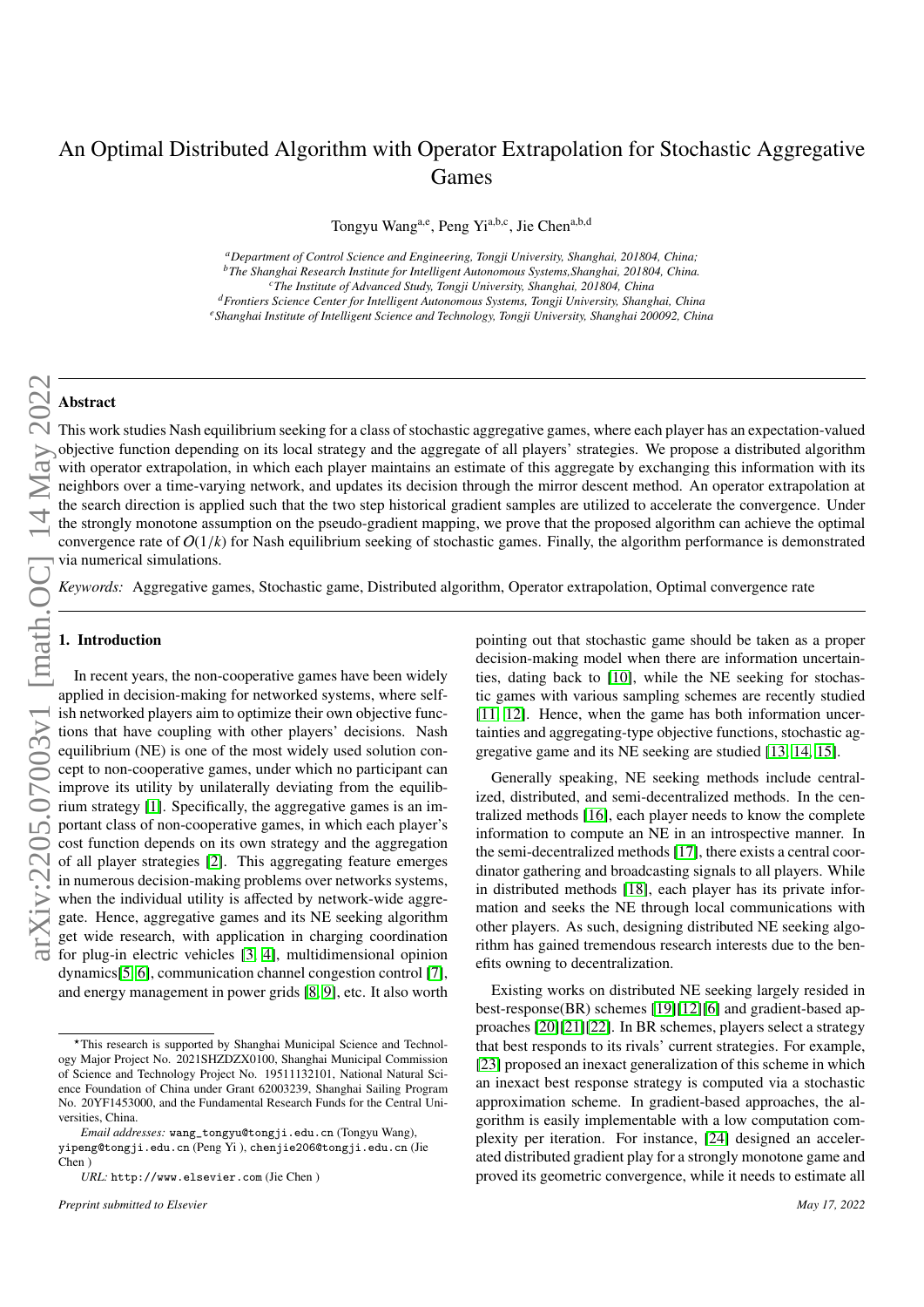# An Optimal Distributed Algorithm with Operator Extrapolation for Stochastic Aggregative Games

Tongyu Wang[a,e], Peng Yi[a,b,c], Jie Chen[a,b,d]

[a] *Department of Control Science and Engineering, Tongji University, Shanghai, 201804, China;*
[b] *The Shanghai Research Institute for Intelligent Autonomous Systems,Shanghai, 201804, China.*
[c] *The Institute of Advanced Study, Tongji University, Shanghai, 201804, China*
[d] *Frontiers Science Center for Intelligent Autonomous Systems, Tongji University, Shanghai, China*
[e] *Shanghai Institute of Intelligent Science and Technology, Tongji University, Shanghai 200092, China*

---

## Abstract

This work studies Nash equilibrium seeking for a class of stochastic aggregative games, where each player has an expectation-valued objective function depending on its local strategy and the aggregate of all players' strategies. We propose a distributed algorithm with operator extrapolation, in which each player maintains an estimate of this aggregate by exchanging this information with its neighbors over a time-varying network, and updates its decision through the mirror descent method. An operator extrapolation at the search direction is applied such that the two step historical gradient samples are utilized to accelerate the convergence. Under the strongly monotone assumption on the pseudo-gradient mapping, we prove that the proposed algorithm can achieve the optimal convergence rate of $O(1/k)$ for Nash equilibrium seeking of stochastic games. Finally, the algorithm performance is demonstrated via numerical simulations.

*Keywords:* Aggregative games, Stochastic game, Distributed algorithm, Operator extrapolation, Optimal convergence rate

---

## 1. Introduction

In recent years, the non-cooperative games have been widely applied in decision-making for networked systems, where selfish networked players aim to optimize their own objective functions that have coupling with other players' decisions. Nash equilibrium (NE) is one of the most widely used solution concept to non-cooperative games, under which no participant can improve its utility by unilaterally deviating from the equilibrium strategy [1]. Specifically, the aggregative games is an important class of non-cooperative games, in which each player's cost function depends on its own strategy and the aggregation of all player strategies [2]. This aggregating feature emerges in numerous decision-making problems over networks systems, when the individual utility is affected by network-wide aggregate. Hence, aggregative games and its NE seeking algorithm get wide research, with application in charging coordination for plug-in electric vehicles [3, 4], multidimensional opinion dynamics[5, 6], communication channel congestion control [7], and energy management in power grids [8, 9], etc. It also worth pointing out that stochastic game should be taken as a proper decision-making model when there are information uncertainties, dating back to [10], while the NE seeking for stochastic games with various sampling schemes are recently studied [11, 12]. Hence, when the game has both information uncertainties and aggregating-type objective functions, stochastic aggregative game and its NE seeking are studied [13, 14, 15].

Generally speaking, NE seeking methods include centralized, distributed, and semi-decentralized methods. In the centralized methods [16], each player needs to know the complete information to compute an NE in an introspective manner. In the semi-decentralized methods [17], there exists a central coordinator gathering and broadcasting signals to all players. While in distributed methods [18], each player has its private information and seeks the NE through local communications with other players. As such, designing distributed NE seeking algorithm has gained tremendous research interests due to the benefits owning to decentralization.

Existing works on distributed NE seeking largely resided in best-response(BR) schemes [19][12][6] and gradient-based approaches [20][21][22]. In BR schemes, players select a strategy that best responds to its rivals' current strategies. For example, [23] proposed an inexact generalization of this scheme in which an inexact best response strategy is computed via a stochastic approximation scheme. In gradient-based approaches, the algorithm is easily implementable with a low computation complexity per iteration. For instance, [24] designed an accelerated distributed gradient play for a strongly monotone game and proved its geometric convergence, while it needs to estimate all

---

⋆This research is supported by Shanghai Municipal Science and Technology Major Project No. 2021SHZDZX0100, Shanghai Municipal Commission of Science and Technology Project No. 19511132101, National Natural Science Foundation of China under Grant 62003239, Shanghai Sailing Program No. 20YF1453000, and the Fundamental Research Funds for the Central Universities, China.

*Email addresses:* wang_tongyu@tongji.edu.cn (Tongyu Wang), yipeng@tongji.edu.cn (Peng Yi ), chenjie206@tongji.edu.cn (Jie Chen )

*URL:* http://www.elsevier.com (Jie Chen )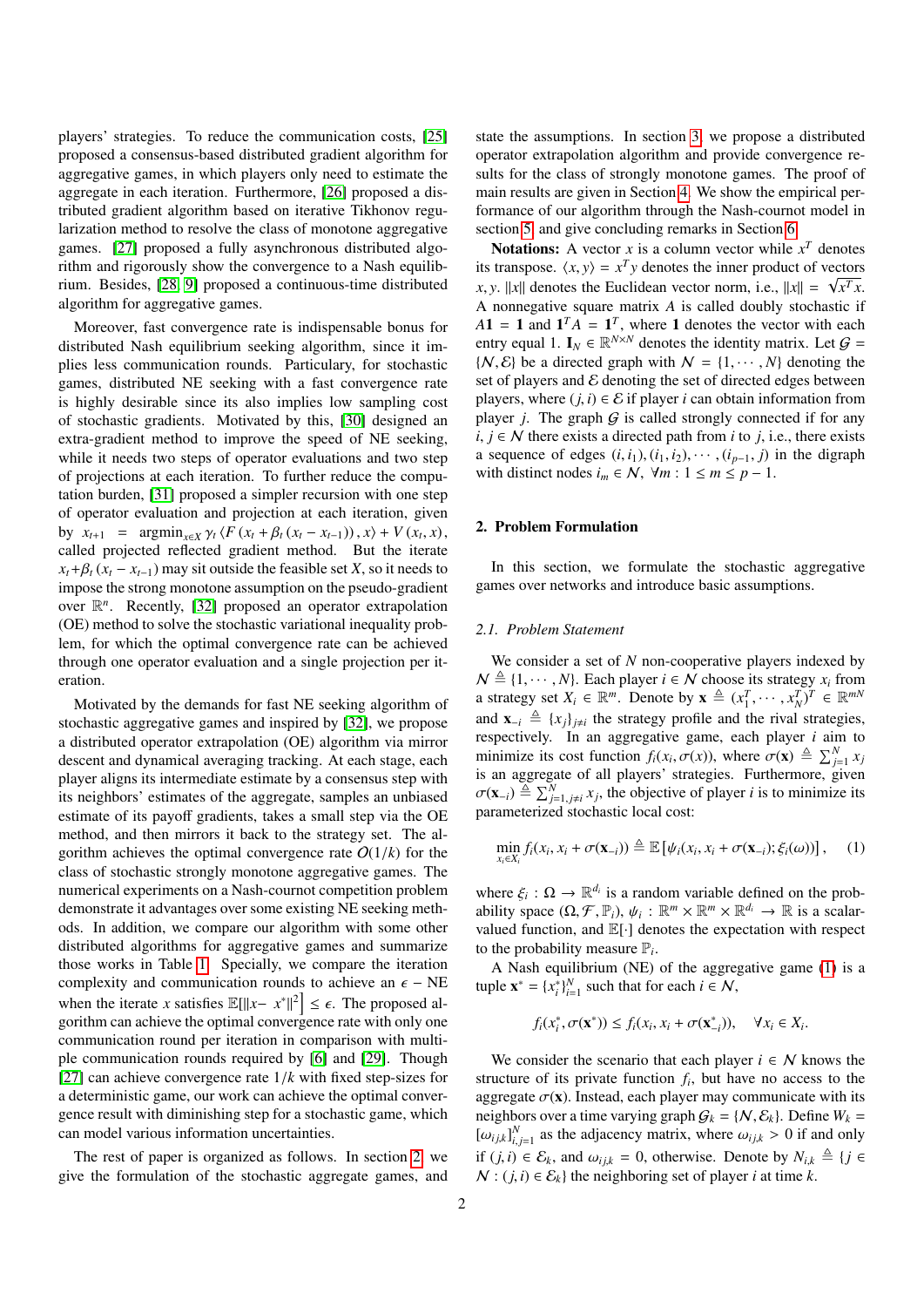players' strategies. To reduce the communication costs, [25] proposed a consensus-based distributed gradient algorithm for aggregative games, in which players only need to estimate the aggregate in each iteration. Furthermore, [26] proposed a distributed gradient algorithm based on iterative Tikhonov regularization method to resolve the class of monotone aggregative games. [27] proposed a fully asynchronous distributed algorithm and rigorously show the convergence to a Nash equilibrium. Besides, [28, 9] proposed a continuous-time distributed algorithm for aggregative games.

Moreover, fast convergence rate is indispensable bonus for distributed Nash equilibrium seeking algorithm, since it implies less communication rounds. Particulary, for stochastic games, distributed NE seeking with a fast convergence rate is highly desirable since its also implies low sampling cost of stochastic gradients. Motivated by this, [30] designed an extra-gradient method to improve the speed of NE seeking, while it needs two steps of operator evaluations and two step of projections at each iteration. To further reduce the computation burden, [31] proposed a simpler recursion with one step of operator evaluation and projection at each iteration, given by $x_{t+1} = \operatorname{argmin}_{x \in X} \gamma_t \langle F(x_t + \beta_t(x_t - x_{t-1})), x\rangle + V(x_t, x)$, called projected reflected gradient method. But the iterate $x_t + \beta_t(x_t - x_{t-1})$ may sit outside the feasible set $X$, so it needs to impose the strong monotone assumption on the pseudo-gradient over $\mathbb{R}^n$. Recently, [32] proposed an operator extrapolation (OE) method to solve the stochastic variational inequality problem, for which the optimal convergence rate can be achieved through one operator evaluation and a single projection per iteration.

Motivated by the demands for fast NE seeking algorithm of stochastic aggregative games and inspired by [32], we propose a distributed operator extrapolation (OE) algorithm via mirror descent and dynamical averaging tracking. At each stage, each player aligns its intermediate estimate by a consensus step with its neighbors' estimates of the aggregate, samples an unbiased estimate of its payoff gradients, takes a small step via the OE method, and then mirrors it back to the strategy set. The algorithm achieves the optimal convergence rate $O(1/k)$ for the class of stochastic strongly monotone aggregative games. The numerical experiments on a Nash-cournot competition problem demonstrate it advantages over some existing NE seeking methods. In addition, we compare our algorithm with some other distributed algorithms for aggregative games and summarize those works in Table 1. Specially, we compare the iteration complexity and communication rounds to achieve an $\epsilon$ − NE when the iterate $x$ satisfies $\mathbb{E}[\|x - x^*\|^2] \le \epsilon$. The proposed algorithm can achieve the optimal convergence rate with only one communication round per iteration in comparison with multiple communication rounds required by [6] and [29]. Though [27] can achieve convergence rate $1/k$ with fixed step-sizes for a deterministic game, our work can achieve the optimal convergence result with diminishing step for a stochastic game, which can model various information uncertainties.

The rest of paper is organized as follows. In section 2, we give the formulation of the stochastic aggregate games, and state the assumptions. In section 3, we propose a distributed operator extrapolation algorithm and provide convergence results for the class of strongly monotone games. The proof of main results are given in Section 4. We show the empirical performance of our algorithm through the Nash-cournot model in section 5, and give concluding remarks in Section 6.

**Notations:** A vector $x$ is a column vector while $x^T$ denotes its transpose. $\langle x, y\rangle = x^T y$ denotes the inner product of vectors $x, y$. $\|x\|$ denotes the Euclidean vector norm, i.e., $\|x\| = \sqrt{x^T x}$. A nonnegative square matrix $A$ is called doubly stochastic if $A\mathbf{1} = \mathbf{1}$ and $\mathbf{1}^T A = \mathbf{1}^T$, where $\mathbf{1}$ denotes the vector with each entry equal 1. $\mathbf{I}_N \in \mathbb{R}^{N\times N}$ denotes the identity matrix. Let $\mathcal{G} = \{\mathcal{N}, \mathcal{E}\}$ be a directed graph with $\mathcal{N} = \{1, \cdots, N\}$ denoting the set of players and $\mathcal{E}$ denoting the set of directed edges between players, where $(j, i) \in \mathcal{E}$ if player $i$ can obtain information from player $j$. The graph $\mathcal{G}$ is called strongly connected if for any $i, j \in \mathcal{N}$ there exists a directed path from $i$ to $j$, i.e., there exists a sequence of edges $(i, i_1), (i_1, i_2), \cdots, (i_{p-1}, j)$ in the digraph with distinct nodes $i_m \in \mathcal{N}$, $\forall m : 1 \le m \le p - 1$.

## 2. Problem Formulation

In this section, we formulate the stochastic aggregative games over networks and introduce basic assumptions.

### *2.1. Problem Statement*

We consider a set of $N$ non-cooperative players indexed by $\mathcal{N} \triangleq \{1, \cdots, N\}$. Each player $i \in \mathcal{N}$ choose its strategy $x_i$ from a strategy set $X_i \in \mathbb{R}^m$. Denote by $\mathbf{x} \triangleq (x_1^T, \cdots, x_N^T)^T \in \mathbb{R}^{mN}$ and $\mathbf{x}_{-i} \triangleq \{x_j\}_{j\neq i}$ the strategy profile and the rival strategies, respectively. In an aggregative game, each player $i$ aim to minimize its cost function $f_i(x_i, \sigma(x))$, where $\sigma(\mathbf{x}) \triangleq \sum_{j=1}^N x_j$ is an aggregate of all players' strategies. Furthermore, given $\sigma(\mathbf{x}_{-i}) \triangleq \sum_{j=1, j\neq i}^N x_j$, the objective of player $i$ is to minimize its parameterized stochastic local cost:

$$\min_{x_i \in X_i} f_i(x_i, x_i + \sigma(\mathbf{x}_{-i})) \triangleq \mathbb{E}\left[\psi_i(x_i, x_i + \sigma(\mathbf{x}_{-i}); \xi_i(\omega))\right], \quad (1)$$

where $\xi_i : \Omega \to \mathbb{R}^{d_i}$ is a random variable defined on the probability space $(\Omega, \mathcal{F}, \mathbb{P}_i)$, $\psi_i : \mathbb{R}^m \times \mathbb{R}^m \times \mathbb{R}^{d_i} \to \mathbb{R}$ is a scalar-valued function, and $\mathbb{E}[\cdot]$ denotes the expectation with respect to the probability measure $\mathbb{P}_i$.

A Nash equilibrium (NE) of the aggregative game (1) is a tuple $\mathbf{x}^* = \{x_i^*\}_{i=1}^N$ such that for each $i \in \mathcal{N}$,

$$f_i(x_i^*, \sigma(\mathbf{x}^*)) \le f_i(x_i, x_i + \sigma(\mathbf{x}_{-i}^*)), \quad \forall x_i \in X_i.$$

We consider the scenario that each player $i \in \mathcal{N}$ knows the structure of its private function $f_i$, but have no access to the aggregate $\sigma(\mathbf{x})$. Instead, each player may communicate with its neighbors over a time varying graph $\mathcal{G}_k = \{\mathcal{N}, \mathcal{E}_k\}$. Define $W_k = [\omega_{ij,k}]_{i,j=1}^N$ as the adjacency matrix, where $\omega_{ij,k} > 0$ if and only if $(j, i) \in \mathcal{E}_k$, and $\omega_{ij,k} = 0$, otherwise. Denote by $N_{i,k} \triangleq \{j \in \mathcal{N} : (j, i) \in \mathcal{E}_k\}$ the neighboring set of player $i$ at time $k$.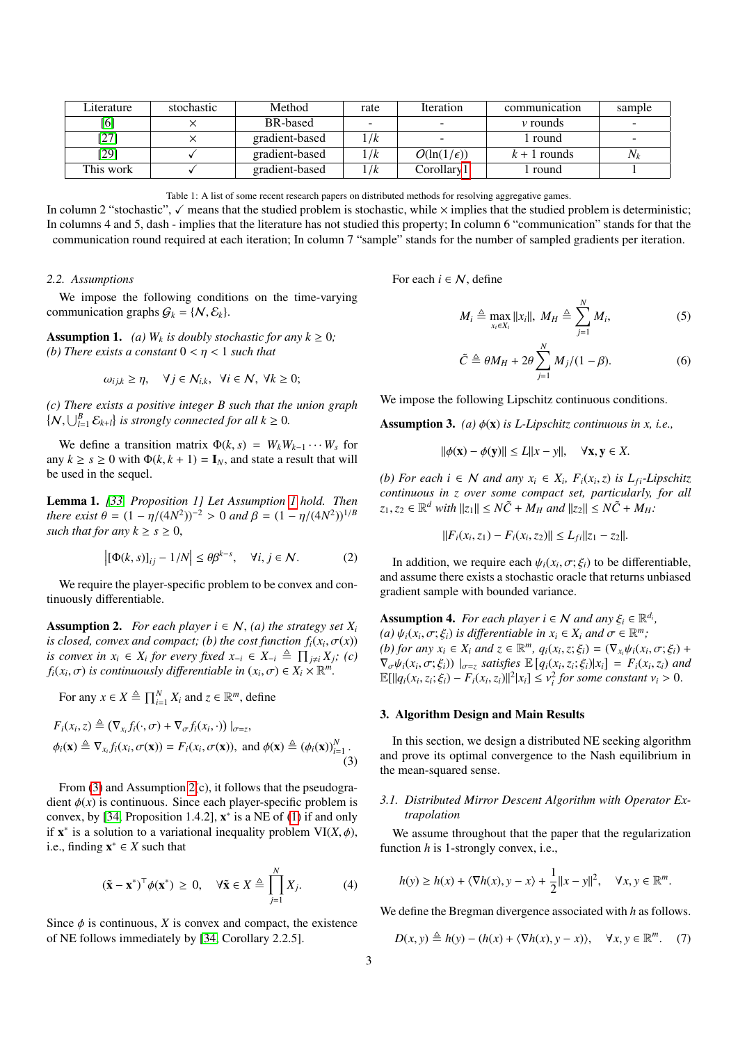| Literature | stochastic | Method | rate | Iteration | communication | sample |
|---|---|---|---|---|---|---|
| [6] | × | BR-based | - | - | $v$ rounds | - |
| [27] | × | gradient-based | $1/k$ | - | 1 round | - |
| [29] | ✓ | gradient-based | $1/k$ | $O(\ln(1/\epsilon))$ | $k+1$ rounds | $N_k$ |
| This work | ✓ | gradient-based | $1/k$ | Corollary 1 | 1 round | 1 |

Table 1: A list of some recent research papers on distributed methods for resolving aggregative games.

In column 2 "stochastic", ✓ means that the studied problem is stochastic, while × implies that the studied problem is deterministic; In columns 4 and 5, dash - implies that the literature has not studied this property; In column 6 "communication" stands for that the communication round required at each iteration; In column 7 "sample" stands for the number of sampled gradients per iteration.

### 2.2. Assumptions

We impose the following conditions on the time-varying communication graphs $\mathcal{G}_k = \{\mathcal{N}, \mathcal{E}_k\}$.

**Assumption 1.** *(a) $W_k$ is doubly stochastic for any $k \geq 0$;*
*(b) There exists a constant $0 < \eta < 1$ such that*

$$\omega_{ij,k} \geq \eta, \quad \forall\, j \in \mathcal{N}_{i,k}, \;\; \forall i \in \mathcal{N}, \;\forall k \geq 0;$$

*(c) There exists a positive integer $B$ such that the union graph $\{\mathcal{N}, \bigcup_{l=1}^{B} \mathcal{E}_{k+l}\}$ is strongly connected for all $k \geq 0$.*

We define a transition matrix $\Phi(k,s) = W_k W_{k-1} \cdots W_s$ for any $k \geq s \geq 0$ with $\Phi(k,k+1) = \mathbf{I}_N$, and state a result that will be used in the sequel.

**Lemma 1.** *[33, Proposition 1] Let Assumption 1 hold. Then there exist $\theta = (1-\eta/(4N^2))^{-2} > 0$ and $\beta = (1-\eta/(4N^2))^{1/B}$ such that for any $k \geq s \geq 0$,*

$$\left|[\Phi(k,s)]_{ij} - 1/N\right| \leq \theta\beta^{k-s}, \quad \forall i,j \in \mathcal{N}. \tag{2}$$

We require the player-specific problem to be convex and continuously differentiable.

**Assumption 2.** *For each player $i \in \mathcal{N}$, (a) the strategy set $X_i$ is closed, convex and compact; (b) the cost function $f_i(x_i, \sigma(x))$ is convex in $x_i \in X_i$ for every fixed $x_{-i} \in X_{-i} \triangleq \prod_{j\neq i} X_j$; (c) $f_i(x_i, \sigma)$ is continuously differentiable in $(x_i, \sigma) \in X_i \times \mathbb{R}^m$.*

For any $x \in X \triangleq \prod_{i=1}^N X_i$ and $z \in \mathbb{R}^m$, define

$$\begin{aligned}
&F_i(x_i, z) \triangleq \left(\nabla_{x_i} f_i(\cdot, \sigma) + \nabla_\sigma f_i(x_i, \cdot)\right)|_{\sigma=z}, \\
&\phi_i(\mathbf{x}) \triangleq \nabla_{x_i} f_i(x_i, \sigma(\mathbf{x})) = F_i(x_i, \sigma(\mathbf{x})), \text{ and } \phi(\mathbf{x}) \triangleq (\phi_i(\mathbf{x}))_{i=1}^N.
\end{aligned} \tag{3}$$

From (3) and Assumption 2(c), it follows that the pseudogradient $\phi(x)$ is continuous. Since each player-specific problem is convex, by [34, Proposition 1.4.2], $\mathbf{x}^*$ is a NE of (1) if and only if $\mathbf{x}^*$ is a solution to a variational inequality problem VI$(X, \phi)$, i.e., finding $\mathbf{x}^* \in X$ such that

$$(\tilde{\mathbf{x}} - \mathbf{x}^*)^\top \phi(\mathbf{x}^*) \;\geq\; 0, \quad \forall \tilde{\mathbf{x}} \in X \triangleq \prod_{j=1}^N X_j. \tag{4}$$

Since $\phi$ is continuous, $X$ is convex and compact, the existence of NE follows immediately by [34, Corollary 2.2.5].

For each $i \in \mathcal{N}$, define

$$M_i \triangleq \max_{x_i \in X_i} \|x_i\|, \;\; M_H \triangleq \sum_{j=1}^N M_i, \tag{5}$$

$$\tilde{C} \triangleq \theta M_H + 2\theta \sum_{j=1}^N M_j/(1-\beta). \tag{6}$$

We impose the following Lipschitz continuous conditions.

**Assumption 3.** *(a) $\phi(\mathbf{x})$ is $L$-Lipschitz continuous in $x$, i.e.,*

$$\|\phi(\mathbf{x}) - \phi(\mathbf{y})\| \leq L\|x - y\|, \quad \forall \mathbf{x}, \mathbf{y} \in X.$$

*(b) For each $i \in \mathcal{N}$ and any $x_i \in X_i$, $F_i(x_i, z)$ is $L_{fi}$-Lipschitz continuous in $z$ over some compact set, particularly, for all $z_1, z_2 \in \mathbb{R}^d$ with $\|z_1\| \leq N\tilde{C} + M_H$ and $\|z_2\| \leq N\tilde{C} + M_H$:*

$$\|F_i(x_i, z_1) - F_i(x_i, z_2)\| \leq L_{fi}\|z_1 - z_2\|.$$

In addition, we require each $\psi_i(x_i, \sigma; \xi_i)$ to be differentiable, and assume there exists a stochastic oracle that returns unbiased gradient sample with bounded variance.

**Assumption 4.** *For each player $i \in \mathcal{N}$ and any $\xi_i \in \mathbb{R}^{d_i}$,*
*(a) $\psi_i(x_i, \sigma; \xi_i)$ is differentiable in $x_i \in X_i$ and $\sigma \in \mathbb{R}^m$;*
*(b) for any $x_i \in X_i$ and $z \in \mathbb{R}^m$, $q_i(x_i, z; \xi_i) = (\nabla_{x_i}\psi_i(x_i, \sigma; \xi_i) + \nabla_\sigma \psi_i(x_i, \sigma; \xi_i))\,|_{\sigma=z}$ satisfies $\mathbb{E}\left[q_i(x_i, z_i; \xi_i)|x_i\right] = F_i(x_i, z_i)$ and $\mathbb{E}[\|q_i(x_i, z_i; \xi_i) - F_i(x_i, z_i)\|^2 | x_i] \leq \nu_i^2$ for some constant $\nu_i > 0$.*

## 3. Algorithm Design and Main Results

In this section, we design a distributed NE seeking algorithm and prove its optimal convergence to the Nash equilibrium in the mean-squared sense.

### 3.1. Distributed Mirror Descent Algorithm with Operator Extrapolation

We assume throughout that the paper that the regularization function $h$ is 1-strongly convex, i.e.,

$$h(y) \geq h(x) + \langle \nabla h(x), y - x\rangle + \frac{1}{2}\|x - y\|^2, \quad \forall x, y \in \mathbb{R}^m.$$

We define the Bregman divergence associated with $h$ as follows.

$$D(x,y) \triangleq h(y) - (h(x) + \langle \nabla h(x), y - x\rangle), \quad \forall x, y \in \mathbb{R}^m. \tag{7}$$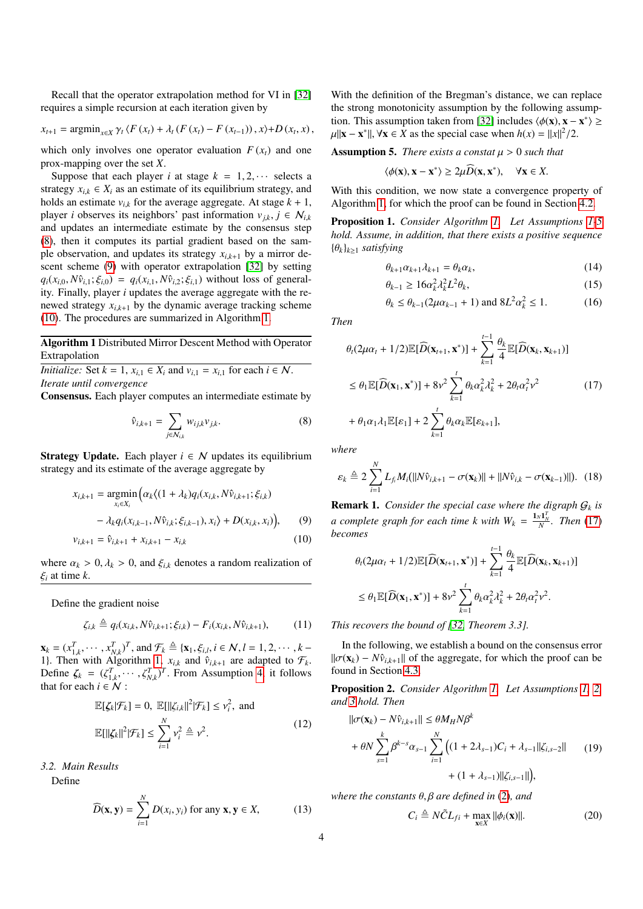Recall that the operator extrapolation method for VI in [32] requires a simple recursion at each iteration given by

$$x_{t+1} = \operatorname{argmin}_{x \in X} \gamma_t \left\langle F(x_t) + \lambda_t \left(F(x_t) - F(x_{t-1})\right), x\right\rangle + D(x_t, x),$$

which only involves one operator evaluation $F(x_t)$ and one prox-mapping over the set $X$.

Suppose that each player $i$ at stage $k = 1, 2, \cdots$ selects a strategy $x_{i,k} \in X_i$ as an estimate of its equilibrium strategy, and holds an estimate $v_{i,k}$ for the average aggregate. At stage $k+1$, player $i$ observes its neighbors' past information $v_{j,k}, j \in \mathcal{N}_{i,k}$ and updates an intermediate estimate by the consensus step (8), then it computes its partial gradient based on the sample observation, and updates its strategy $x_{i,k+1}$ by a mirror descent scheme (9) with operator extrapolation [32] by setting $q_i(x_{i,0}, N\hat{v}_{i,1}; \xi_{i,0}) = q_i(x_{i,1}, N\hat{v}_{i,2}; \xi_{i,1})$ without loss of generality. Finally, player $i$ updates the average aggregate with the renewed strategy $x_{i,k+1}$ by the dynamic average tracking scheme (10). The procedures are summarized in Algorithm 1.

**Algorithm 1** Distributed Mirror Descent Method with Operator Extrapolation

*Initialize:* Set $k = 1$, $x_{i,1} \in X_i$ and $v_{i,1} = x_{i,1}$ for each $i \in \mathcal{N}$.
*Iterate until convergence*

**Consensus.** Each player computes an intermediate estimate by

$$\hat{v}_{i,k+1} = \sum_{j \in \mathcal{N}_{i,k}} w_{ij,k} v_{j,k}. \tag{8}$$

**Strategy Update.** Each player $i \in \mathcal{N}$ updates its equilibrium strategy and its estimate of the average aggregate by

$$\begin{aligned} x_{i,k+1} = \operatorname*{argmin}_{x_i \in X_i} \Big( &\alpha_k \langle (1+\lambda_k) q_i(x_{i,k}, N\hat{v}_{i,k+1}; \xi_{i,k}) \\ &- \lambda_k q_i(x_{i,k-1}, N\hat{v}_{i,k}; \xi_{i,k-1}), x_i \rangle + D(x_{i,k}, x_i) \Big), \end{aligned} \tag{9}$$

$$v_{i,k+1} = \hat{v}_{i,k+1} + x_{i,k+1} - x_{i,k} \tag{10}$$

where $\alpha_k > 0, \lambda_k > 0$, and $\xi_{i,k}$ denotes a random realization of $\xi_i$ at time $k$.

Define the gradient noise

$$\zeta_{i,k} \triangleq q_i(x_{i,k}, N\hat{v}_{i,k+1}; \xi_{i,k}) - F_i(x_{i,k}, N\hat{v}_{i,k+1}), \tag{11}$$

$\mathbf{x}_k = (x_{1,k}^T, \cdots, x_{N,k}^T)^T$, and $\mathcal{F}_k \triangleq \{\mathbf{x}_1, \xi_{i,l}, i \in \mathcal{N}, l = 1, 2, \cdots, k-1\}$. Then with Algorithm 1, $x_{i,k}$ and $\hat{v}_{i,k+1}$ are adapted to $\mathcal{F}_k$. Define $\boldsymbol{\zeta}_k = (\zeta_{1,k}^T, \cdots, \zeta_{N,k}^T)^T$. From Assumption 4, it follows that for each $i \in \mathcal{N}$ :

$$\begin{aligned} &\mathbb{E}[\zeta_{i,k} | \mathcal{F}_k] = 0, \ \mathbb{E}[\|\zeta_{i,k}\|^2 | \mathcal{F}_k] \le \nu_i^2, \text{ and} \\ &\mathbb{E}[\|\boldsymbol{\zeta}_k\|^2 | \mathcal{F}_k] \le \sum_{i=1}^N \nu_i^2 \triangleq \nu^2. \end{aligned} \tag{12}$$

### 3.2. Main Results

Define

$$\widehat{D}(\mathbf{x}, \mathbf{y}) = \sum_{i=1}^N D(x_i, y_i) \text{ for any } \mathbf{x}, \mathbf{y} \in X, \tag{13}$$

With the definition of the Bregman's distance, we can replace the strong monotonicity assumption by the following assumption. This assumption taken from [32] includes $\langle \phi(\mathbf{x}), \mathbf{x} - \mathbf{x}^* \rangle \ge \mu \|\mathbf{x} - \mathbf{x}^*\|, \forall \mathbf{x} \in X$ as the special case when $h(x) = \|x\|^2/2$.

**Assumption 5.** *There exists a constat $\mu > 0$ such that*

$$\langle \phi(\mathbf{x}), \mathbf{x} - \mathbf{x}^* \rangle \ge 2\mu \widehat{D}(\mathbf{x}, \mathbf{x}^*), \quad \forall \mathbf{x} \in X.$$

With this condition, we now state a convergence property of Algorithm 1, for which the proof can be found in Section 4.2.

**Proposition 1.** *Consider Algorithm 1. Let Assumptions 1-5 hold. Assume, in addition, that there exists a positive sequence $\{\theta_k\}_{k \ge 1}$ satisfying*

$$\theta_{k+1} \alpha_{k+1} \lambda_{k+1} = \theta_k \alpha_k, \tag{14}$$

$$\theta_{k-1} \ge 16 \alpha_k^2 \lambda_k^2 L^2 \theta_k, \tag{15}$$

$$\theta_k \le \theta_{k-1}(2\mu\alpha_{k-1} + 1) \text{ and } 8L^2\alpha_k^2 \le 1. \tag{16}$$

*Then*

$$\begin{aligned} &\theta_t (2\mu\alpha_t + 1/2) \mathbb{E}[\widehat{D}(\mathbf{x}_{t+1}, \mathbf{x}^*)] + \sum_{k=1}^{t-1} \frac{\theta_k}{4} \mathbb{E}[\widehat{D}(\mathbf{x}_k, \mathbf{x}_{k+1})] \\ &\le \theta_1 \mathbb{E}[\widehat{D}(\mathbf{x}_1, \mathbf{x}^*)] + 8\nu^2 \sum_{k=1}^t \theta_k \alpha_k^2 \lambda_k^2 + 2\theta_t \alpha_t^2 \nu^2 \\ &+ \theta_1 \alpha_1 \lambda_1 \mathbb{E}[\varepsilon_1] + 2 \sum_{k=1}^t \theta_k \alpha_k \mathbb{E}[\varepsilon_{k+1}], \end{aligned} \tag{17}$$

*where*

$$\varepsilon_k \triangleq 2 \sum_{i=1}^N L_{f_i} M_i (\|N\hat{v}_{i,k+1} - \sigma(\mathbf{x}_k)\| + \|N\hat{v}_{i,k} - \sigma(\mathbf{x}_{k-1})\|). \tag{18}$$

**Remark 1.** *Consider the special case where the digraph $\mathcal{G}_k$ is a complete graph for each time $k$ with $W_k = \frac{\mathbf{1}_N \mathbf{1}_N^T}{N}$. Then (17) becomes*

$$\begin{aligned} &\theta_t (2\mu\alpha_t + 1/2) \mathbb{E}[\widehat{D}(\mathbf{x}_{t+1}, \mathbf{x}^*)] + \sum_{k=1}^{t-1} \frac{\theta_k}{4} \mathbb{E}[\widehat{D}(\mathbf{x}_k, \mathbf{x}_{k+1})] \\ &\le \theta_1 \mathbb{E}[\widehat{D}(\mathbf{x}_1, \mathbf{x}^*)] + 8\nu^2 \sum_{k=1}^t \theta_k \alpha_k^2 \lambda_k^2 + 2\theta_t \alpha_t^2 \nu^2. \end{aligned}$$

*This recovers the bound of [32, Theorem 3.3].*

In the following, we establish a bound on the consensus error $\|\sigma(\mathbf{x}_k) - N\hat{v}_{i,k+1}\|$ of the aggregate, for which the proof can be found in Section 4.3.

**Proposition 2.** *Consider Algorithm 1. Let Assumptions 1, 2, and 3 hold. Then*

$$\begin{aligned} &\|\sigma(\mathbf{x}_k) - N\hat{v}_{i,k+1}\| \le \theta M_H N \beta^k \\ &+ \theta N \sum_{s=1}^k \beta^{k-s} \alpha_{s-1} \sum_{i=1}^N \Big( (1 + 2\lambda_{s-1}) C_i + \lambda_{s-1} \|\zeta_{i,s-2}\| \\ &\qquad + (1 + \lambda_{s-1}) \|\zeta_{i,s-1}\| \Big), \end{aligned} \tag{19}$$

*where the constants $\theta, \beta$ are defined in (2), and*

$$C_i \triangleq N\tilde{C} L_{fi} + \max_{\mathbf{x} \in X} \|\phi_i(\mathbf{x})\|. \tag{20}$$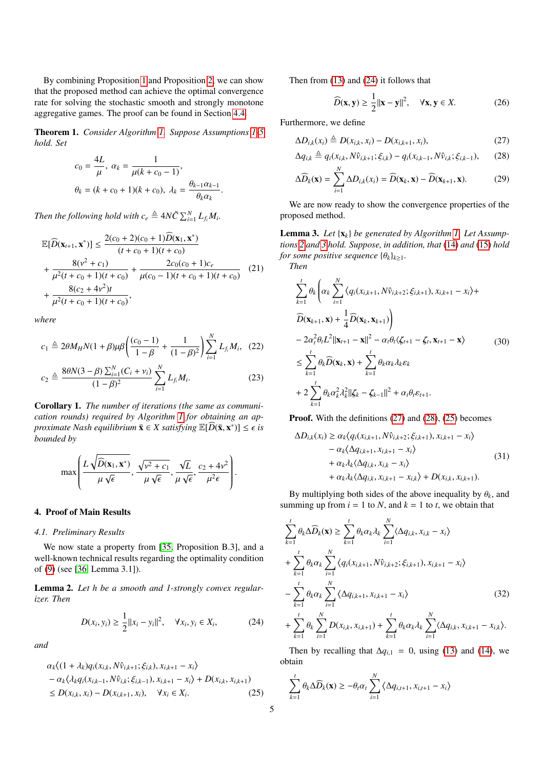By combining Proposition 1 and Proposition 2, we can show that the proposed method can achieve the optimal convergence rate for solving the stochastic smooth and strongly monotone aggregative games. The proof can be found in Section 4.4.

**Theorem 1.** *Consider Algorithm 1. Suppose Assumptions 1-5 hold. Set*

$$c_0 = \frac{4L}{\mu},\ \alpha_k = \frac{1}{\mu(k + c_0 - 1)},$$
$$\theta_k = (k + c_0 + 1)(k + c_0),\ \lambda_k = \frac{\theta_{k-1}\alpha_{k-1}}{\theta_k \alpha_k}.$$

*Then the following hold with* $c_e \triangleq 4N\tilde{C}\sum_{i=1}^N L_{f_i} M_i$.

$$\begin{aligned}
\mathbb{E}[\widehat{D}(\mathbf{x}_{t+1}, \mathbf{x}^*)] &\le \frac{2(c_0+2)(c_0+1)\widehat{D}(\mathbf{x}_1, \mathbf{x}^*)}{(t+c_0+1)(t+c_0)} \\
&+ \frac{8(\nu^2 + c_1)}{\mu^2(t+c_0+1)(t+c_0)} + \frac{2c_0(c_0+1)c_e}{\mu(c_0-1)(t+c_0+1)(t+c_0)} \\
&+ \frac{8(c_2 + 4\nu^2)t}{\mu^2(t+c_0+1)(t+c_0)},
\end{aligned} \tag{21}$$

*where*

$$c_1 \triangleq 2\theta M_H N(1+\beta)\mu\beta\left(\frac{(c_0-1)}{1-\beta} + \frac{1}{(1-\beta)^2}\right)\sum_{i=1}^N L_{f_i} M_i, \tag{22}$$

$$c_2 \triangleq \frac{8\theta N(3-\beta)\sum_{i=1}^N (C_i + \nu_i)}{(1-\beta)^2}\sum_{i=1}^N L_{f_i} M_i. \tag{23}$$

**Corollary 1.** *The number of iterations (the same as communication rounds) required by Algorithm 1 for obtaining an approximate Nash equilibrium* $\bar{\mathbf{x}} \in X$ *satisfying* $\mathbb{E}[\widehat{D}(\bar{\mathbf{x}}, \mathbf{x}^*)] \le \epsilon$ *is bounded by*

$$\max\left(\frac{L\sqrt{\widehat{D}(\mathbf{x}_1, \mathbf{x}^*)}}{\mu\sqrt{\epsilon}}, \frac{\sqrt{\nu^2 + c_1}}{\mu\sqrt{\epsilon}}, \frac{\sqrt{L}}{\mu\sqrt{\epsilon}}, \frac{c_2 + 4\nu^2}{\mu^2\epsilon}\right).$$

## 4. Proof of Main Results

### 4.1. Preliminary Results

We now state a property from [35, Proposition B.3], and a well-known technical results regarding the optimality condition of (9) (see [36, Lemma 3.1]).

**Lemma 2.** *Let* $h$ *be a smooth and 1-strongly convex regularizer. Then*

$$D(x_i, y_i) \ge \frac{1}{2}\|x_i - y_i\|^2, \quad \forall x_i, y_i \in X_i, \tag{24}$$

*and*

$$\begin{aligned}
&\alpha_k\langle(1+\lambda_k)q_i(x_{i,k}, N\hat{v}_{i,k+1}; \xi_{i,k}), x_{i,k+1} - x_i\rangle \\
&- \alpha_k\langle\lambda_k q_i(x_{i,k-1}, N\hat{v}_{i,k}; \xi_{i,k-1}), x_{i,k+1} - x_i\rangle + D(x_{i,k}, x_{i,k+1}) \\
&\le D(x_{i,k}, x_i) - D(x_{i,k+1}, x_i), \quad \forall x_i \in X_i.
\end{aligned} \tag{25}$$

Then from (13) and (24) it follows that

$$\widehat{D}(\mathbf{x}, \mathbf{y}) \ge \frac{1}{2}\|\mathbf{x} - \mathbf{y}\|^2, \quad \forall \mathbf{x}, \mathbf{y} \in X. \tag{26}$$

Furthermore, we define

$$\Delta D_{i,k}(x_i) \triangleq D(x_{i,k}, x_i) - D(x_{i,k+1}, x_i), \tag{27}$$

$$\Delta q_{i,k} \triangleq q_i(x_{i,k}, N\hat{v}_{i,k+1}; \xi_{i,k}) - q_i(x_{i,k-1}, N\hat{v}_{i,k}; \xi_{i,k-1}), \tag{28}$$

$$\Delta\widehat{D}_k(\mathbf{x}) = \sum_{i=1}^N \Delta D_{i,k}(x_i) = \widehat{D}(\mathbf{x}_k, \mathbf{x}) - \widehat{D}(\mathbf{x}_{k+1}, \mathbf{x}). \tag{29}$$

We are now ready to show the convergence properties of the proposed method.

**Lemma 3.** *Let* $\{\mathbf{x}_k\}$ *be generated by Algorithm 1. Let Assumptions 2 and 3 hold. Suppose, in addition, that (14) and (15) hold for some positive sequence* $\{\theta_k\}_{k\ge1}$.
*Then*

$$\begin{aligned}
&\sum_{k=1}^t \theta_k\Bigg(\alpha_k\sum_{i=1}^N\langle q_i(x_{i,k+1}, N\hat{v}_{i,k+2}; \xi_{i,k+1}), x_{i,k+1} - x_i\rangle + \\
&\widehat{D}(\mathbf{x}_{k+1}, \mathbf{x}) + \frac{1}{4}\widehat{D}(\mathbf{x}_k, \mathbf{x}_{k+1})\Bigg) \\
&- 2\alpha_t^2\theta_t L^2\|\mathbf{x}_{t+1} - \mathbf{x}\|^2 - \alpha_t\theta_t\langle\boldsymbol{\zeta}_{t+1} - \boldsymbol{\zeta}_t, \mathbf{x}_{t+1} - \mathbf{x}\rangle \\
&\le \sum_{k=1}^t \theta_k\widehat{D}(\mathbf{x}_k, \mathbf{x}) + \sum_{k=1}^t \theta_k\alpha_k\lambda_k\varepsilon_k \\
&+ 2\sum_{k=1}^t \theta_k\alpha_k^2\lambda_k^2\|\boldsymbol{\zeta}_k - \boldsymbol{\zeta}_{k-1}\|^2 + \alpha_t\theta_t\varepsilon_{t+1}.
\end{aligned} \tag{30}$$

**Proof.** With the definitions (27) and (28), (25) becomes

$$\begin{aligned}
\Delta D_{i,k}(x_i) &\ge \alpha_k\langle q_i(x_{i,k+1}, N\hat{v}_{i,k+2}; \xi_{i,k+1}), x_{i,k+1} - x_i\rangle \\
&- \alpha_k\langle\Delta q_{i,k+1}, x_{i,k+1} - x_i\rangle \\
&+ \alpha_k\lambda_k\langle\Delta q_{i,k}, x_{i,k} - x_i\rangle \\
&+ \alpha_k\lambda_k\langle\Delta q_{i,k}, x_{i,k+1} - x_{i,k}\rangle + D(x_{i,k}, x_{i,k+1}).
\end{aligned} \tag{31}$$

By multiplying both sides of the above inequality by $\theta_k$, and summing up from $i = 1$ to $N$, and $k = 1$ to $t$, we obtain that

$$\begin{aligned}
&\sum_{k=1}^t \theta_k\Delta\widehat{D}_k(\mathbf{x}) \ge \sum_{k=1}^t \theta_k\alpha_k\lambda_k\sum_{i=1}^N\langle\Delta q_{i,k}, x_{i,k} - x_i\rangle \\
&+ \sum_{k=1}^t \theta_k\alpha_k\sum_{i=1}^N\langle q_i(x_{i,k+1}, N\hat{v}_{i,k+2}; \xi_{i,k+1}), x_{i,k+1} - x_i\rangle \\
&- \sum_{k=1}^t \theta_k\alpha_k\sum_{i=1}^N\langle\Delta q_{i,k+1}, x_{i,k+1} - x_i\rangle \\
&+ \sum_{k=1}^t \theta_k\sum_{i=1}^N D(x_{i,k}, x_{i,k+1}) + \sum_{k=1}^t \theta_k\alpha_k\lambda_k\sum_{i=1}^N\langle\Delta q_{i,k}, x_{i,k+1} - x_{i,k}\rangle.
\end{aligned} \tag{32}$$

Then by recalling that $\Delta q_{i,1} = 0$, using (13) and (14), we obtain

$$\sum_{k=1}^t \theta_k\Delta\widehat{D}_k(\mathbf{x}) \ge -\theta_t\alpha_t\sum_{i=1}^N\langle\Delta q_{i,t+1}, x_{i,t+1} - x_i\rangle$$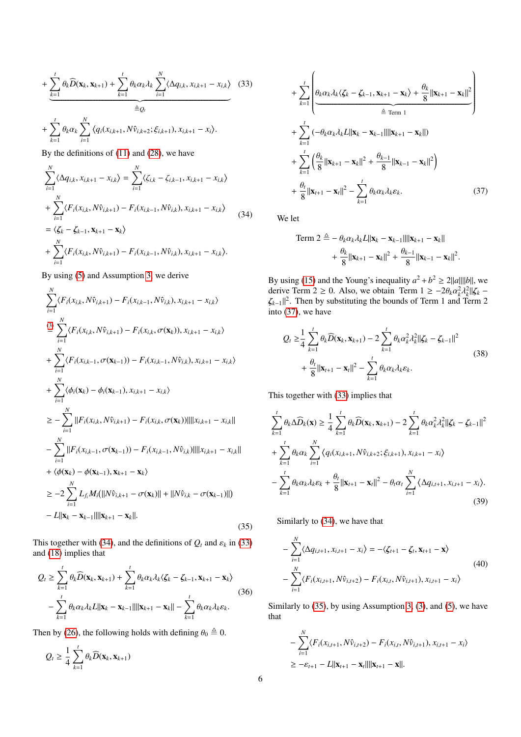$$
+ \underbrace{\sum_{k=1}^{t} \theta_k \widehat{D}(\mathbf{x}_k, \mathbf{x}_{k+1}) + \sum_{k=1}^{t} \theta_k \alpha_k \lambda_k \sum_{i=1}^{N} \langle \Delta q_{i,k}, x_{i,k+1} - x_{i,k} \rangle}_{\triangleq Q_t} \quad (33)
$$

$$
+ \sum_{k=1}^{t} \theta_k \alpha_k \sum_{i=1}^{N} \langle q_i(x_{i,k+1}, N\hat{v}_{i,k+2}; \xi_{i,k+1}), x_{i,k+1} - x_i \rangle.
$$

By the definitions of (11) and (28), we have

$$
\begin{aligned}
&\sum_{i=1}^{N} \langle \Delta q_{i,k}, x_{i,k+1} - x_{i,k} \rangle = \sum_{i=1}^{N} \langle \zeta_{i,k} - \zeta_{i,k-1}, x_{i,k+1} - x_{i,k} \rangle \\
&+ \sum_{i=1}^{N} \langle F_i(x_{i,k}, N\hat{v}_{i,k+1}) - F_i(x_{i,k-1}, N\hat{v}_{i,k}), x_{i,k+1} - x_{i,k} \rangle \\
&= \langle \boldsymbol{\zeta}_k - \boldsymbol{\zeta}_{k-1}, \mathbf{x}_{k+1} - \mathbf{x}_k \rangle \\
&+ \sum_{i=1}^{N} \langle F_i(x_{i,k}, N\hat{v}_{i,k+1}) - F_i(x_{i,k-1}, N\hat{v}_{i,k}), x_{i,k+1} - x_{i,k} \rangle.
\end{aligned} \quad (34)
$$

By using (5) and Assumption 3, we derive

$$
\begin{aligned}
&\sum_{i=1}^{N} \langle F_i(x_{i,k}, N\hat{v}_{i,k+1}) - F_i(x_{i,k-1}, N\hat{v}_{i,k}), x_{i,k+1} - x_{i,k} \rangle \\
&\overset{(3)}{=} \sum_{i=1}^{N} \langle F_i(x_{i,k}, N\hat{v}_{i,k+1}) - F_i(x_{i,k}, \sigma(\mathbf{x}_k)), x_{i,k+1} - x_{i,k} \rangle \\
&+ \sum_{i=1}^{N} \langle F_i(x_{i,k-1}, \sigma(\mathbf{x}_{k-1})) - F_i(x_{i,k-1}, N\hat{v}_{i,k}), x_{i,k+1} - x_{i,k} \rangle \\
&+ \sum_{i=1}^{N} \langle \phi_i(\mathbf{x}_k) - \phi_i(\mathbf{x}_{k-1}), x_{i,k+1} - x_{i,k} \rangle \\
&\geq - \sum_{i=1}^{N} \| F_i(x_{i,k}, N\hat{v}_{i,k+1}) - F_i(x_{i,k}, \sigma(\mathbf{x}_k)) \| \| x_{i,k+1} - x_{i,k} \| \\
&- \sum_{i=1}^{N} \| F_i(x_{i,k-1}, \sigma(\mathbf{x}_{k-1})) - F_i(x_{i,k-1}, N\hat{v}_{i,k}) \| \| x_{i,k+1} - x_{i,k} \| \\
&+ \langle \phi(\mathbf{x}_k) - \phi(\mathbf{x}_{k-1}), \mathbf{x}_{k+1} - \mathbf{x}_k \rangle \\
&\geq -2 \sum_{i=1}^{N} L_{f_i} M_i (\| N\hat{v}_{i,k+1} - \sigma(\mathbf{x}_k) \| + \| N\hat{v}_{i,k} - \sigma(\mathbf{x}_{k-1}) \|) \\
&- L \| \mathbf{x}_k - \mathbf{x}_{k-1} \| \| \mathbf{x}_{k+1} - \mathbf{x}_k \|.
\end{aligned} \quad (35)
$$

This together with (34), and the definitions of $Q_t$ and $\varepsilon_k$ in (33) and (18) implies that

$$
\begin{aligned}
Q_t \geq &\sum_{k=1}^{t} \theta_k \widehat{D}(\mathbf{x}_k, \mathbf{x}_{k+1}) + \sum_{k=1}^{t} \theta_k \alpha_k \lambda_k \langle \boldsymbol{\zeta}_k - \boldsymbol{\zeta}_{k-1}, \mathbf{x}_{k+1} - \mathbf{x}_k \rangle \\
&- \sum_{k=1}^{t} \theta_k \alpha_k \lambda_k L \| \mathbf{x}_k - \mathbf{x}_{k-1} \| \| \mathbf{x}_{k+1} - \mathbf{x}_k \| - \sum_{k=1}^{t} \theta_k \alpha_k \lambda_k \varepsilon_k.
\end{aligned} \quad (36)
$$

Then by (26), the following holds with defining $\theta_0 \triangleq 0$.

$$
\begin{aligned}
Q_t \geq &\frac{1}{4} \sum_{k=1}^{t} \theta_k \widehat{D}(\mathbf{x}_k, \mathbf{x}_{k+1}) \\
&+ \sum_{k=1}^{t} \Bigg( \underbrace{\theta_k \alpha_k \lambda_k \langle \boldsymbol{\zeta}_k - \boldsymbol{\zeta}_{k-1}, \mathbf{x}_{k+1} - \mathbf{x}_k \rangle + \frac{\theta_k}{8} \| \mathbf{x}_{k+1} - \mathbf{x}_k \|^2}_{\triangleq \text{ Term 1}} \Bigg) \\
&+ \sum_{k=1}^{t} (-\theta_k \alpha_k \lambda_k L \| \mathbf{x}_k - \mathbf{x}_{k-1} \| \| \mathbf{x}_{k+1} - \mathbf{x}_k \|) \\
&+ \sum_{k=1}^{t} \left( \frac{\theta_k}{8} \| \mathbf{x}_{k+1} - \mathbf{x}_k \|^2 + \frac{\theta_{k-1}}{8} \| \mathbf{x}_{k-1} - \mathbf{x}_k \|^2 \right) \\
&+ \frac{\theta_t}{8} \| \mathbf{x}_{t+1} - \mathbf{x}_t \|^2 - \sum_{k=1}^{t} \theta_k \alpha_k \lambda_k \varepsilon_k.
\end{aligned} \quad (37)
$$

We let

$$
\begin{aligned}
\text{Term 2} \triangleq &- \theta_k \alpha_k \lambda_k L \| \mathbf{x}_k - \mathbf{x}_{k-1} \| \| \mathbf{x}_{k+1} - \mathbf{x}_k \| \\
&+ \frac{\theta_k}{8} \| \mathbf{x}_{k+1} - \mathbf{x}_k \|^2 + \frac{\theta_{k-1}}{8} \| \mathbf{x}_{k-1} - \mathbf{x}_k \|^2.
\end{aligned}
$$

By using (15) and the Young's inequality $a^2 + b^2 \geq 2\|a\|\|b\|$, we derive Term $2 \geq 0$. Also, we obtain Term $1 \geq -2\theta_k \alpha_k^2 \lambda_k^2 \| \boldsymbol{\zeta}_k - \boldsymbol{\zeta}_{k-1} \|^2$. Then by substituting the bounds of Term 1 and Term 2 into (37), we have

$$
\begin{aligned}
Q_t \geq &\frac{1}{4} \sum_{k=1}^{t} \theta_k \widehat{D}(\mathbf{x}_k, \mathbf{x}_{k+1}) - 2 \sum_{k=1}^{t} \theta_k \alpha_k^2 \lambda_k^2 \| \boldsymbol{\zeta}_k - \boldsymbol{\zeta}_{k-1} \|^2 \\
&+ \frac{\theta_t}{8} \| \mathbf{x}_{t+1} - \mathbf{x}_t \|^2 - \sum_{k=1}^{t} \theta_k \alpha_k \lambda_k \varepsilon_k.
\end{aligned} \quad (38)
$$

This together with (33) implies that

$$
\begin{aligned}
&\sum_{k=1}^{t} \theta_k \Delta \widehat{D}_k(\mathbf{x}) \geq \frac{1}{4} \sum_{k=1}^{t} \theta_k \widehat{D}(\mathbf{x}_k, \mathbf{x}_{k+1}) - 2 \sum_{k=1}^{t} \theta_k \alpha_k^2 \lambda_k^2 \| \boldsymbol{\zeta}_k - \boldsymbol{\zeta}_{k-1} \|^2 \\
&+ \sum_{k=1}^{t} \theta_k \alpha_k \sum_{i=1}^{N} \langle q_i(x_{i,k+1}, N\hat{v}_{i,k+2}; \xi_{i,k+1}), x_{i,k+1} - x_i \rangle \\
&- \sum_{k=1}^{t} \theta_k \alpha_k \lambda_k \varepsilon_k + \frac{\theta_t}{8} \| \mathbf{x}_{t+1} - \mathbf{x}_t \|^2 - \theta_t \alpha_t \sum_{i=1}^{N} \langle \Delta q_{i,t+1}, x_{i,t+1} - x_i \rangle.
\end{aligned} \quad (39)
$$

Similarly to (34), we have that

$$
\begin{aligned}
&- \sum_{i=1}^{N} \langle \Delta q_{i,t+1}, x_{i,t+1} - x_i \rangle = - \langle \boldsymbol{\zeta}_{t+1} - \boldsymbol{\zeta}_t, \mathbf{x}_{t+1} - \mathbf{x} \rangle \\
&- \sum_{i=1}^{N} \langle F_i(x_{i,t+1}, N\hat{v}_{i,t+2}) - F_i(x_{i,t}, N\hat{v}_{i,t+1}), x_{i,t+1} - x_i \rangle
\end{aligned} \quad (40)
$$

Similarly to (35), by using Assumption 3, (3), and (5), we have that

$$
\begin{aligned}
&- \sum_{i=1}^{N} \langle F_i(x_{i,t+1}, N\hat{v}_{i,t+2}) - F_i(x_{i,t}, N\hat{v}_{i,t+1}), x_{i,t+1} - x_i \rangle \\
&\geq -\varepsilon_{t+1} - L \| \mathbf{x}_{t+1} - \mathbf{x}_t \| \| \mathbf{x}_{t+1} - \mathbf{x} \|.
\end{aligned}
$$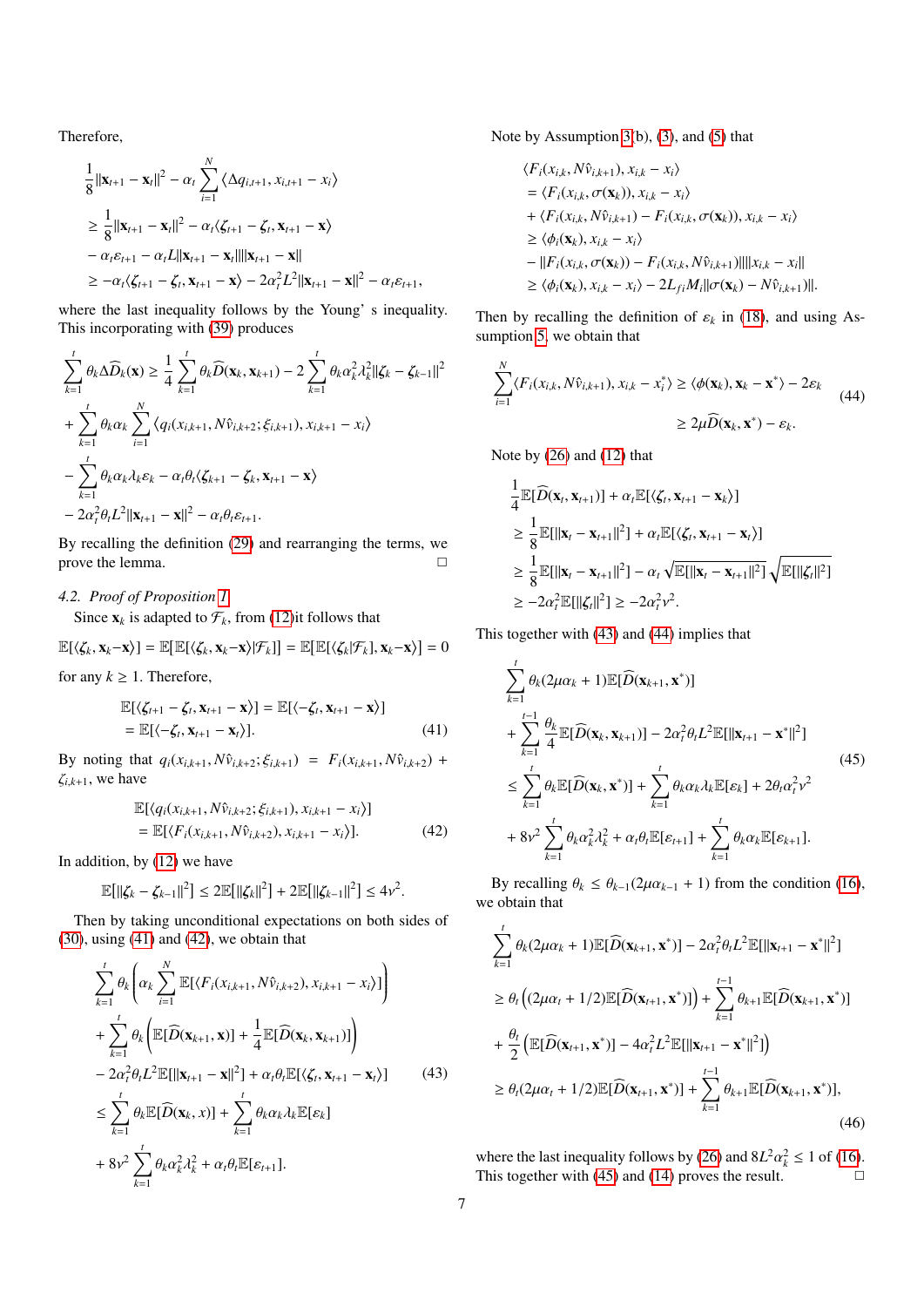Therefore,

$$
\begin{aligned}
&\frac{1}{8}\|\mathbf{x}_{t+1}-\mathbf{x}_t\|^2-\alpha_t\sum_{i=1}^N\langle\Delta q_{i,t+1},x_{i,t+1}-x_i\rangle\\
&\geq\frac{1}{8}\|\mathbf{x}_{t+1}-\mathbf{x}_t\|^2-\alpha_t\langle\zeta_{t+1}-\zeta_t,\mathbf{x}_{t+1}-\mathbf{x}\rangle\\
&-\alpha_t\varepsilon_{t+1}-\alpha_tL\|\mathbf{x}_{t+1}-\mathbf{x}_t\|\|\mathbf{x}_{t+1}-\mathbf{x}\|\\
&\geq-\alpha_t\langle\zeta_{t+1}-\zeta_t,\mathbf{x}_{t+1}-\mathbf{x}\rangle-2\alpha_t^2L^2\|\mathbf{x}_{t+1}-\mathbf{x}\|^2-\alpha_t\varepsilon_{t+1},
\end{aligned}
$$

where the last inequality follows by the Young' s inequality. This incorporating with (39) produces

$$
\begin{aligned}
&\sum_{k=1}^t\theta_k\Delta\widehat{D}_k(\mathbf{x})\geq\frac{1}{4}\sum_{k=1}^t\theta_k\widehat{D}(\mathbf{x}_k,\mathbf{x}_{k+1})-2\sum_{k=1}^t\theta_k\alpha_k^2\lambda_k^2\|\zeta_k-\zeta_{k-1}\|^2\\
&+\sum_{k=1}^t\theta_k\alpha_k\sum_{i=1}^N\langle q_i(x_{i,k+1},N\hat{v}_{i,k+2};\xi_{i,k+1}),x_{i,k+1}-x_i\rangle\\
&-\sum_{k=1}^t\theta_k\alpha_k\lambda_k\varepsilon_k-\alpha_t\theta_t\langle\zeta_{t+1}-\zeta_t,\mathbf{x}_{t+1}-\mathbf{x}\rangle\\
&-2\alpha_t^2\theta_tL^2\|\mathbf{x}_{t+1}-\mathbf{x}\|^2-\alpha_t\theta_t\varepsilon_{t+1}.
\end{aligned}
$$

By recalling the definition (29) and rearranging the terms, we prove the lemma. □

### 4.2. Proof of Proposition 1

Since $\mathbf{x}_k$ is adapted to $\mathcal{F}_k$, from (12)it follows that

$$\mathbb{E}[\langle\zeta_k,\mathbf{x}_k-\mathbf{x}\rangle]=\mathbb{E}[\mathbb{E}[\langle\zeta_k,\mathbf{x}_k-\mathbf{x}\rangle|\mathcal{F}_k]]=\mathbb{E}[\langle\mathbb{E}[\zeta_k|\mathcal{F}_k],\mathbf{x}_k-\mathbf{x}\rangle]=0$$

for any $k\geq 1$. Therefore,

$$
\begin{aligned}
&\mathbb{E}[\langle\zeta_{t+1}-\zeta_t,\mathbf{x}_{t+1}-\mathbf{x}\rangle]=\mathbb{E}[\langle-\zeta_t,\mathbf{x}_{t+1}-\mathbf{x}\rangle]\\
&=\mathbb{E}[\langle-\zeta_t,\mathbf{x}_{t+1}-\mathbf{x}_t\rangle].
\end{aligned}\tag{41}
$$

By noting that $q_i(x_{i,k+1},N\hat{v}_{i,k+2};\xi_{i,k+1})=F_i(x_{i,k+1},N\hat{v}_{i,k+2})+\zeta_{i,k+1}$, we have

$$
\begin{aligned}
&\mathbb{E}[\langle q_i(x_{i,k+1},N\hat{v}_{i,k+2};\xi_{i,k+1}),x_{i,k+1}-x_i\rangle]\\
&=\mathbb{E}[\langle F_i(x_{i,k+1},N\hat{v}_{i,k+2}),x_{i,k+1}-x_i\rangle].
\end{aligned}\tag{42}
$$

In addition, by (12) we have

$$\mathbb{E}[\|\zeta_k-\zeta_{k-1}\|^2]\leq 2\mathbb{E}[\|\zeta_k\|^2]+2\mathbb{E}[\|\zeta_{k-1}\|^2]\leq 4\nu^2.$$

Then by taking unconditional expectations on both sides of (30), using (41) and (42), we obtain that

$$
\begin{aligned}
&\sum_{k=1}^t\theta_k\left(\alpha_k\sum_{i=1}^N\mathbb{E}[\langle F_i(x_{i,k+1},N\hat{v}_{i,k+2}),x_{i,k+1}-x_i\rangle]\right)\\
&+\sum_{k=1}^t\theta_k\left(\mathbb{E}[\widehat{D}(\mathbf{x}_{k+1},\mathbf{x})]+\frac{1}{4}\mathbb{E}[\widehat{D}(\mathbf{x}_k,\mathbf{x}_{k+1})]\right)\\
&-2\alpha_t^2\theta_tL^2\mathbb{E}[\|\mathbf{x}_{t+1}-\mathbf{x}\|^2]+\alpha_t\theta_t\mathbb{E}[\langle\zeta_t,\mathbf{x}_{t+1}-\mathbf{x}_t\rangle]\\
&\leq\sum_{k=1}^t\theta_k\mathbb{E}[\widehat{D}(\mathbf{x}_k,x)]+\sum_{k=1}^t\theta_k\alpha_k\lambda_k\mathbb{E}[\varepsilon_k]\\
&+8\nu^2\sum_{k=1}^t\theta_k\alpha_k^2\lambda_k^2+\alpha_t\theta_t\mathbb{E}[\varepsilon_{t+1}].
\end{aligned}\tag{43}
$$

Note by Assumption 3(b), (3), and (5) that

$$
\begin{aligned}
&\langle F_i(x_{i,k},N\hat{v}_{i,k+1}),x_{i,k}-x_i\rangle\\
&=\langle F_i(x_{i,k},\sigma(\mathbf{x}_k)),x_{i,k}-x_i\rangle\\
&+\langle F_i(x_{i,k},N\hat{v}_{i,k+1})-F_i(x_{i,k},\sigma(\mathbf{x}_k)),x_{i,k}-x_i\rangle\\
&\geq\langle\phi_i(\mathbf{x}_k),x_{i,k}-x_i\rangle\\
&-\|F_i(x_{i,k},\sigma(\mathbf{x}_k))-F_i(x_{i,k},N\hat{v}_{i,k+1})\|\|x_{i,k}-x_i\|\\
&\geq\langle\phi_i(\mathbf{x}_k),x_{i,k}-x_i\rangle-2L_{fi}M_i\|\sigma(\mathbf{x}_k)-N\hat{v}_{i,k+1}\|.
\end{aligned}
$$

Then by recalling the definition of $\varepsilon_k$ in (18), and using Assumption 5, we obtain that

$$
\begin{aligned}
\sum_{i=1}^N\langle F_i(x_{i,k},N\hat{v}_{i,k+1}),x_{i,k}-x_i^*\rangle&\geq\langle\phi(\mathbf{x}_k),\mathbf{x}_k-\mathbf{x}^*\rangle-2\varepsilon_k\\
&\geq 2\mu\widehat{D}(\mathbf{x}_k,\mathbf{x}^*)-\varepsilon_k.
\end{aligned}\tag{44}
$$

Note by (26) and (12) that

$$
\begin{aligned}
&\frac{1}{4}\mathbb{E}[\widehat{D}(\mathbf{x}_t,\mathbf{x}_{t+1})]+\alpha_t\mathbb{E}[\langle\zeta_t,\mathbf{x}_{t+1}-\mathbf{x}_k\rangle]\\
&\geq\frac{1}{8}\mathbb{E}[\|\mathbf{x}_t-\mathbf{x}_{t+1}\|^2]+\alpha_t\mathbb{E}[\langle\zeta_t,\mathbf{x}_{t+1}-\mathbf{x}_t\rangle]\\
&\geq\frac{1}{8}\mathbb{E}[\|\mathbf{x}_t-\mathbf{x}_{t+1}\|^2]-\alpha_t\sqrt{\mathbb{E}[\|\mathbf{x}_t-\mathbf{x}_{t+1}\|^2]}\sqrt{\mathbb{E}[\|\zeta_t\|^2]}\\
&\geq-2\alpha_t^2\mathbb{E}[\|\zeta_t\|^2]\geq-2\alpha_t^2\nu^2.
\end{aligned}
$$

This together with (43) and (44) implies that

$$
\begin{aligned}
&\sum_{k=1}^t\theta_k(2\mu\alpha_k+1)\mathbb{E}[\widehat{D}(\mathbf{x}_{k+1},\mathbf{x}^*)]\\
&+\sum_{k=1}^{t-1}\frac{\theta_k}{4}\mathbb{E}[\widehat{D}(\mathbf{x}_k,\mathbf{x}_{k+1})]-2\alpha_t^2\theta_tL^2\mathbb{E}[\|\mathbf{x}_{t+1}-\mathbf{x}^*\|^2]\\
&\leq\sum_{k=1}^t\theta_k\mathbb{E}[\widehat{D}(\mathbf{x}_k,\mathbf{x}^*)]+\sum_{k=1}^t\theta_k\alpha_k\lambda_k\mathbb{E}[\varepsilon_k]+2\theta_t\alpha_t^2\nu^2\\
&+8\nu^2\sum_{k=1}^t\theta_k\alpha_k^2\lambda_k^2+\alpha_t\theta_t\mathbb{E}[\varepsilon_{t+1}]+\sum_{k=1}^t\theta_k\alpha_k\mathbb{E}[\varepsilon_{k+1}].
\end{aligned}\tag{45}
$$

By recalling $\theta_k\leq\theta_{k-1}(2\mu\alpha_{k-1}+1)$ from the condition (16), we obtain that

$$
\begin{aligned}
&\sum_{k=1}^t\theta_k(2\mu\alpha_k+1)\mathbb{E}[\widehat{D}(\mathbf{x}_{k+1},\mathbf{x}^*)]-2\alpha_t^2\theta_tL^2\mathbb{E}[\|\mathbf{x}_{t+1}-\mathbf{x}^*\|^2]\\
&\geq\theta_t\left((2\mu\alpha_t+1/2)\mathbb{E}[\widehat{D}(\mathbf{x}_{t+1},\mathbf{x}^*)]\right)+\sum_{k=1}^{t-1}\theta_{k+1}\mathbb{E}[\widehat{D}(\mathbf{x}_{k+1},\mathbf{x}^*)]\\
&+\frac{\theta_t}{2}\left(\mathbb{E}[\widehat{D}(\mathbf{x}_{t+1},\mathbf{x}^*)]-4\alpha_t^2L^2\mathbb{E}[\|\mathbf{x}_{t+1}-\mathbf{x}^*\|^2]\right)\\
&\geq\theta_t(2\mu\alpha_t+1/2)\mathbb{E}[\widehat{D}(\mathbf{x}_{t+1},\mathbf{x}^*)]+\sum_{k=1}^{t-1}\theta_{k+1}\mathbb{E}[\widehat{D}(\mathbf{x}_{k+1},\mathbf{x}^*)],
\end{aligned}\tag{46}
$$

where the last inequality follows by (26) and $8L^2\alpha_k^2\leq 1$ of (16). This together with (45) and (14) proves the result. □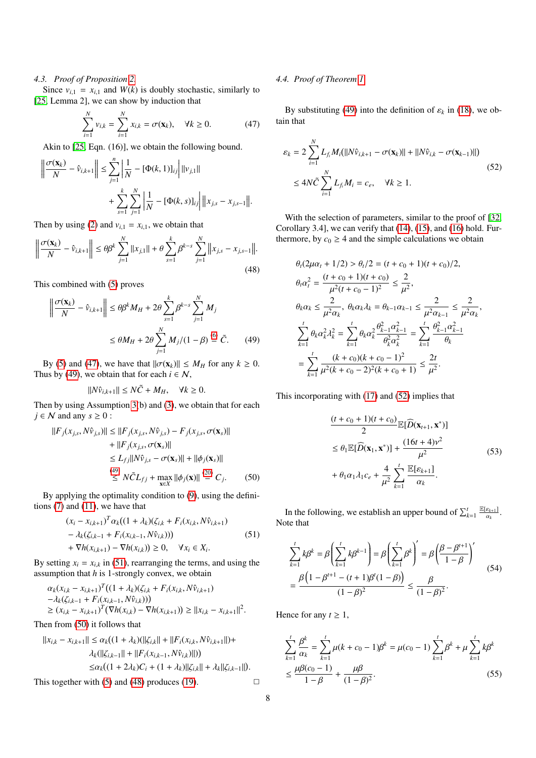### 4.3. Proof of Proposition 2

Since $v_{i,1} = x_{i,1}$ and $W(k)$ is doubly stochastic, similarly to [25, Lemma 2], we can show by induction that

$$\sum_{i=1}^{N} v_{i,k} = \sum_{i=1}^{N} x_{i,k} = \sigma(\mathbf{x}_k), \quad \forall k \geq 0. \tag{47}$$

Akin to [25, Eqn. (16)], we obtain the following bound.

$$\left\| \frac{\sigma(\mathbf{x}_k)}{N} - \hat{v}_{i,k+1} \right\| \leq \sum_{j=1}^{n} \left| \frac{1}{N} - [\Phi(k,1)]_{ij} \right| \|v_{j,1}\| + \sum_{s=1}^{k} \sum_{j=1}^{N} \left| \frac{1}{N} - [\Phi(k,s)]_{ij} \right| \left\| x_{j,s} - x_{j,s-1} \right\|.$$

Then by using (2) and $v_{i,1} = x_{i,1}$, we obtain that

$$\left\| \frac{\sigma(\mathbf{x}_k)}{N} - \hat{v}_{i,k+1} \right\| \leq \theta \beta^k \sum_{j=1}^{N} \|x_{j,1}\| + \theta \sum_{s=1}^{k} \beta^{k-s} \sum_{j=1}^{N} \left\| x_{j,s} - x_{j,s-1} \right\|. \tag{48}$$

This combined with (5) proves

$$\left\| \frac{\sigma(\mathbf{x}_k)}{N} - \hat{v}_{i,k+1} \right\| \leq \theta \beta^k M_H + 2\theta \sum_{s=1}^{k} \beta^{k-s} \sum_{j=1}^{N} M_j \leq \theta M_H + 2\theta \sum_{j=1}^{N} M_j/(1-\beta) \overset{(6)}{=} \tilde{C}. \tag{49}$$

By (5) and (47), we have that $\|\sigma(\mathbf{x}_k)\| \leq M_H$ for any $k \geq 0$. Thus by (49), we obtain that for each $i \in \mathcal{N}$,

$$\|N\hat{v}_{i,k+1}\| \leq N\tilde{C} + M_H, \quad \forall k \geq 0.$$

Then by using Assumption 3(b) and (3), we obtain that for each $j \in \mathcal{N}$ and any $s \geq 0$ :

$$\begin{aligned}
\|F_j(x_{j,s}, N\hat{v}_{j,s})\| &\leq \|F_j(x_{j,s}, N\hat{v}_{j,s}) - F_j(x_{j,s}, \sigma(\mathbf{x}_s))\| \\
&\quad + \|F_j(x_{j,s}, \sigma(\mathbf{x}_s))\| \\
&\leq L_{fj} \|N\hat{v}_{j,s} - \sigma(\mathbf{x}_s)\| + \|\phi_j(\mathbf{x}_s)\| \\
&\overset{(49)}{\leq} N\tilde{C}L_{fj} + \max_{\mathbf{x} \in X} \|\phi_j(\mathbf{x})\| \overset{(20)}{=} C_j.
\end{aligned} \tag{50}$$

By applying the optimality condition to (9), using the definitions (7) and (11), we have that

$$\begin{aligned}
&(x_i - x_{i,k+1})^T \alpha_k ((1+\lambda_k)(\zeta_{i,k} + F_i(x_{i,k}, N\hat{v}_{i,k+1}) \\
&- \lambda_k(\zeta_{i,k-1} + F_i(x_{i,k-1}, N\hat{v}_{i,k}))) \\
&+ \nabla h(x_{i,k+1}) - \nabla h(x_{i,k})) \geq 0, \quad \forall x_i \in X_i.
\end{aligned} \tag{51}$$

By setting $x_i = x_{i,k}$ in (51), rearranging the terms, and using the assumption that $h$ is 1-strongly convex, we obtain

$$\begin{aligned}
&\alpha_k (x_{i,k} - x_{i,k+1})^T ((1+\lambda_k)(\zeta_{i,k} + F_i(x_{i,k}, N\hat{v}_{i,k+1}) \\
&- \lambda_k(\zeta_{i,k-1} + F_i(x_{i,k-1}, N\hat{v}_{i,k}))) \\
&\geq (x_{i,k} - x_{i,k+1})^T (\nabla h(x_{i,k}) - \nabla h(x_{i,k+1})) \geq \|x_{i,k} - x_{i,k+1}\|^2.
\end{aligned}$$

Then from (50) it follows that

$$\begin{aligned}
\|x_{i,k} - x_{i,k+1}\| &\leq \alpha_k ((1+\lambda_k)(\|\zeta_{i,k}\| + \|F_i(x_{i,k}, N\hat{v}_{i,k+1}\|) + \\
&\quad \lambda_k(\|\zeta_{i,k-1}\| + \|F_i(x_{i,k-1}, N\hat{v}_{i,k})\|)) \\
&\leq \alpha_k ((1+2\lambda_k)C_i + (1+\lambda_k)\|\zeta_{i,k}\| + \lambda_k \|\zeta_{i,k-1}\|).
\end{aligned}$$

This together with (5) and (48) produces (19). □

### 4.4. Proof of Theorem 1

By substituting (49) into the definition of $\varepsilon_k$ in (18), we obtain that

$$\begin{aligned}
\varepsilon_k &= 2 \sum_{i=1}^{N} L_{f_i} M_i (\|N\hat{v}_{i,k+1} - \sigma(\mathbf{x}_k)\| + \|N\hat{v}_{i,k} - \sigma(\mathbf{x}_{k-1})\|) \\
&\leq 4N\tilde{C} \sum_{i=1}^{N} L_{f_i} M_i = c_e, \quad \forall k \geq 1.
\end{aligned} \tag{52}$$

With the selection of parameters, similar to the proof of [32, Corollary 3.4], we can verify that (14), (15), and (16) hold. Furthermore, by $c_0 \geq 4$ and the simple calculations we obtain

$$\begin{aligned}
&\theta_t(2\mu\alpha_t + 1/2) > \theta_t/2 = (t + c_0 + 1)(t + c_0)/2, \\
&\theta_t \alpha_t^2 = \frac{(t + c_0 + 1)(t + c_0)}{\mu^2 (t + c_0 - 1)^2} \leq \frac{2}{\mu^2}, \\
&\theta_k \alpha_k \leq \frac{2}{\mu^2 \alpha_k}, \ \theta_k \alpha_k \lambda_k = \theta_{k-1}\alpha_{k-1} \leq \frac{2}{\mu^2 \alpha_{k-1}} \leq \frac{2}{\mu^2 \alpha_k}, \\
&\sum_{k=1}^{t} \theta_k \alpha_k^2 \lambda_k^2 = \sum_{k=1}^{t} \theta_k \alpha_k^2 \frac{\theta_{k-1}^2 \alpha_{k-1}^2}{\theta_k^2 \alpha_k^2} = \sum_{k=1}^{t} \frac{\theta_{k-1}^2 \alpha_{k-1}^2}{\theta_k} \\
&= \sum_{k=1}^{t} \frac{(k + c_0)(k + c_0 - 1)^2}{\mu^2 (k + c_0 - 2)^2 (k + c_0 + 1)} \leq \frac{2t}{\mu^2}.
\end{aligned}$$

This incorporating with (17) and (52) implies that

$$\begin{aligned}
&\frac{(t + c_0 + 1)(t + c_0)}{2} \mathbb{E}[\widehat{D}(\mathbf{x}_{t+1}, \mathbf{x}^*)] \\
&\leq \theta_1 \mathbb{E}[\widehat{D}(\mathbf{x}_1, \mathbf{x}^*)] + \frac{(16t + 4)\nu^2}{\mu^2} \\
&+ \theta_1 \alpha_1 \lambda_1 c_e + \frac{4}{\mu^2} \sum_{k=1}^{t} \frac{\mathbb{E}[\varepsilon_{k+1}]}{\alpha_k}.
\end{aligned} \tag{53}$$

In the following, we establish an upper bound of $\sum_{k=1}^{t} \frac{\mathbb{E}[\varepsilon_{k+1}]}{\alpha_k}$. Note that

$$\begin{aligned}
\sum_{k=1}^{t} k\beta^k &= \beta \left( \sum_{k=1}^{t} k\beta^{k-1} \right) = \beta \left( \sum_{k=1}^{t} \beta^k \right)' = \beta \left( \frac{\beta - \beta^{t+1}}{1-\beta} \right)' \\
&= \frac{\beta \left( 1 - \beta^{t+1} - (t+1)\beta^t (1-\beta) \right)}{(1-\beta)^2} \leq \frac{\beta}{(1-\beta)^2}.
\end{aligned} \tag{54}$$

Hence for any $t \geq 1$,

$$\begin{aligned}
&\sum_{k=1}^{t} \frac{\beta^k}{\alpha_k} = \sum_{k=1}^{t} \mu(k + c_0 - 1)\beta^k = \mu(c_0 - 1) \sum_{k=1}^{t} \beta^k + \mu \sum_{k=1}^{t} k\beta^k \\
&\leq \frac{\mu\beta(c_0 - 1)}{1-\beta} + \frac{\mu\beta}{(1-\beta)^2}.
\end{aligned} \tag{55}$$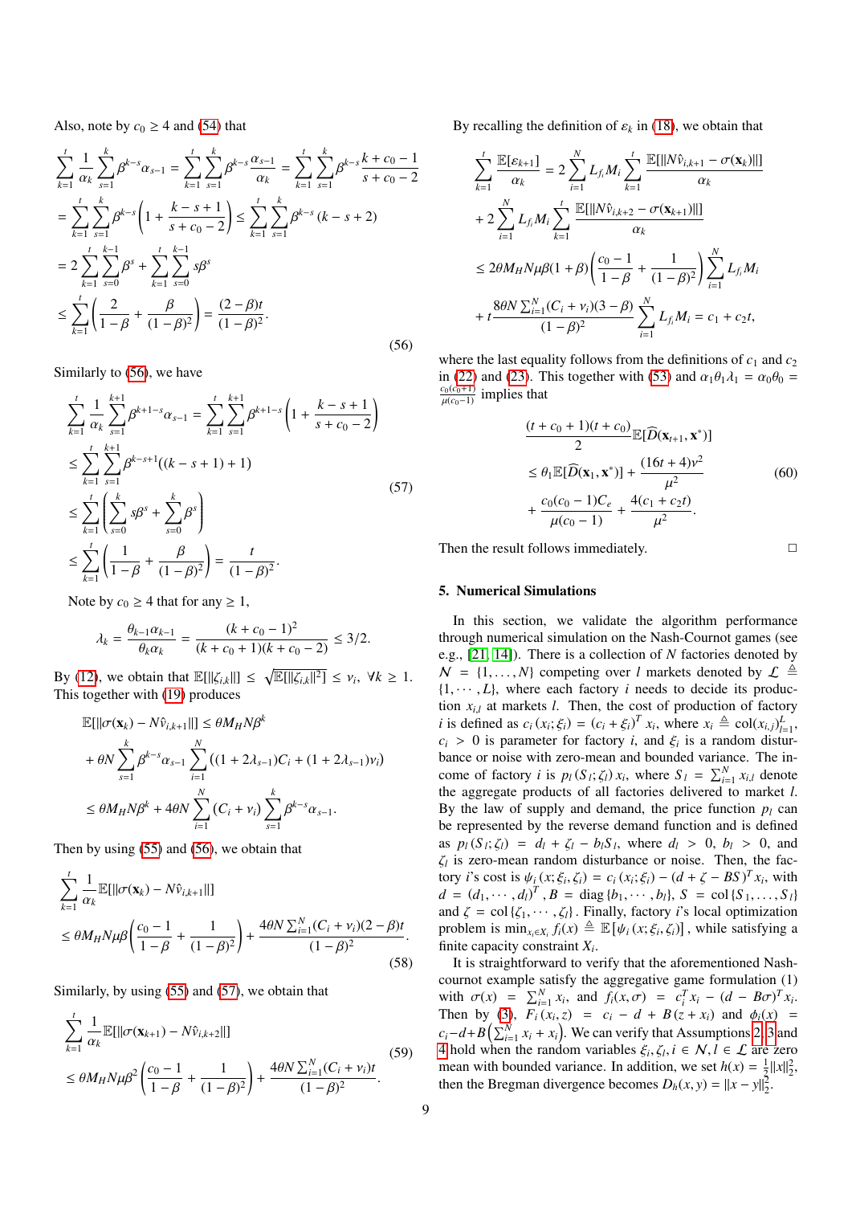Also, note by $c_0 \geq 4$ and (54) that

$$
\begin{aligned}
&\sum_{k=1}^{t}\frac{1}{\alpha_k}\sum_{s=1}^{k}\beta^{k-s}\alpha_{s-1} = \sum_{k=1}^{t}\sum_{s=1}^{k}\beta^{k-s}\frac{\alpha_{s-1}}{\alpha_k} = \sum_{k=1}^{t}\sum_{s=1}^{k}\beta^{k-s}\frac{k+c_0-1}{s+c_0-2} \\
&= \sum_{k=1}^{t}\sum_{s=1}^{k}\beta^{k-s}\left(1+\frac{k-s+1}{s+c_0-2}\right) \leq \sum_{k=1}^{t}\sum_{s=1}^{k}\beta^{k-s}(k-s+2) \\
&= 2\sum_{k=1}^{t}\sum_{s=0}^{k-1}\beta^{s} + \sum_{k=1}^{t}\sum_{s=0}^{k-1}s\beta^{s} \\
&\leq \sum_{k=1}^{t}\left(\frac{2}{1-\beta}+\frac{\beta}{(1-\beta)^2}\right) = \frac{(2-\beta)t}{(1-\beta)^2}.
\end{aligned} \tag{56}
$$

Similarly to (56), we have

$$
\begin{aligned}
&\sum_{k=1}^{t}\frac{1}{\alpha_k}\sum_{s=1}^{k+1}\beta^{k+1-s}\alpha_{s-1} = \sum_{k=1}^{t}\sum_{s=1}^{k+1}\beta^{k+1-s}\left(1+\frac{k-s+1}{s+c_0-2}\right) \\
&\leq \sum_{k=1}^{t}\sum_{s=1}^{k+1}\beta^{k-s+1}((k-s+1)+1) \\
&\leq \sum_{k=1}^{t}\left(\sum_{s=0}^{k}s\beta^{s} + \sum_{s=0}^{k}\beta^{s}\right) \\
&\leq \sum_{k=1}^{t}\left(\frac{1}{1-\beta}+\frac{\beta}{(1-\beta)^2}\right) = \frac{t}{(1-\beta)^2}.
\end{aligned} \tag{57}
$$

Note by $c_0 \geq 4$ that for any $\geq 1$,

$$
\lambda_k = \frac{\theta_{k-1}\alpha_{k-1}}{\theta_k\alpha_k} = \frac{(k+c_0-1)^2}{(k+c_0+1)(k+c_0-2)} \leq 3/2.
$$

By (12), we obtain that $\mathbb{E}[\|\zeta_{i,k}\|] \leq \sqrt{\mathbb{E}[\|\zeta_{i,k}\|^2]} \leq \nu_i,\ \forall k \geq 1.$ This together with (19) produces

$$
\begin{aligned}
&\mathbb{E}[\|\sigma(\mathbf{x}_k) - N\hat{v}_{i,k+1}\|] \leq \theta M_H N\beta^k \\
&+ \theta N\sum_{s=1}^{k}\beta^{k-s}\alpha_{s-1}\sum_{i=1}^{N}((1+2\lambda_{s-1})C_i + (1+2\lambda_{s-1})\nu_i) \\
&\leq \theta M_H N\beta^k + 4\theta N\sum_{i=1}^{N}(C_i+\nu_i)\sum_{s=1}^{k}\beta^{k-s}\alpha_{s-1}.
\end{aligned}
$$

Then by using (55) and (56), we obtain that

$$
\begin{aligned}
&\sum_{k=1}^{t}\frac{1}{\alpha_k}\mathbb{E}[\|\sigma(\mathbf{x}_k) - N\hat{v}_{i,k+1}\|] \\
&\leq \theta M_H N\mu\beta\left(\frac{c_0-1}{1-\beta}+\frac{1}{(1-\beta)^2}\right) + \frac{4\theta N\sum_{i=1}^{N}(C_i+\nu_i)(2-\beta)t}{(1-\beta)^2}.
\end{aligned} \tag{58}
$$

Similarly, by using (55) and (57), we obtain that

$$
\begin{aligned}
&\sum_{k=1}^{t}\frac{1}{\alpha_k}\mathbb{E}[\|\sigma(\mathbf{x}_{k+1}) - N\hat{v}_{i,k+2}\|] \\
&\leq \theta M_H N\mu\beta^2\left(\frac{c_0-1}{1-\beta}+\frac{1}{(1-\beta)^2}\right) + \frac{4\theta N\sum_{i=1}^{N}(C_i+\nu_i)t}{(1-\beta)^2}.
\end{aligned} \tag{59}
$$

By recalling the definition of $\varepsilon_k$ in (18), we obtain that

$$
\begin{aligned}
&\sum_{k=1}^{t}\frac{\mathbb{E}[\varepsilon_{k+1}]}{\alpha_k} = 2\sum_{i=1}^{N}L_{f_i}M_i\sum_{k=1}^{t}\frac{\mathbb{E}[\|N\hat{v}_{i,k+1} - \sigma(\mathbf{x}_k)\|]}{\alpha_k} \\
&+ 2\sum_{i=1}^{N}L_{f_i}M_i\sum_{k=1}^{t}\frac{\mathbb{E}[\|N\hat{v}_{i,k+2} - \sigma(\mathbf{x}_{k+1})\|]}{\alpha_k} \\
&\leq 2\theta M_H N\mu\beta(1+\beta)\left(\frac{c_0-1}{1-\beta}+\frac{1}{(1-\beta)^2}\right)\sum_{i=1}^{N}L_{f_i}M_i \\
&+ t\frac{8\theta N\sum_{i=1}^{N}(C_i+\nu_i)(3-\beta)}{(1-\beta)^2}\sum_{i=1}^{N}L_{f_i}M_i = c_1 + c_2 t,
\end{aligned}
$$

where the last equality follows from the definitions of $c_1$ and $c_2$ in (22) and (23). This together with (53) and $\alpha_1\theta_1\lambda_1 = \alpha_0\theta_0 = \frac{c_0(c_0+1)}{\mu(c_0-1)}$ implies that

$$
\begin{aligned}
&\frac{(t+c_0+1)(t+c_0)}{2}\mathbb{E}[\widehat{D}(\mathbf{x}_{t+1},\mathbf{x}^*)] \\
&\leq \theta_1\mathbb{E}[\widehat{D}(\mathbf{x}_1,\mathbf{x}^*)] + \frac{(16t+4)\nu^2}{\mu^2} \\
&+ \frac{c_0(c_0-1)C_e}{\mu(c_0-1)} + \frac{4(c_1+c_2 t)}{\mu^2}.
\end{aligned} \tag{60}
$$

Then the result follows immediately. □

## 5. Numerical Simulations

In this section, we validate the algorithm performance through numerical simulation on the Nash-Cournot games (see e.g., [21, 14]). There is a collection of $N$ factories denoted by $\mathcal{N} = \{1,\cdots,N\}$ competing over $l$ markets denoted by $\mathcal{L} \triangleq \{1,\cdots,L\}$, where each factory $i$ needs to decide its production $x_{i,l}$ at markets $l$. Then, the cost of production of factory $i$ is defined as $c_i(x_i;\xi_i) = (c_i+\xi_i)^T x_i$, where $x_i \triangleq \mathrm{col}(x_{i,j})_{l=1}^{L}$, $c_i > 0$ is parameter for factory $i$, and $\xi_i$ is a random disturbance or noise with zero-mean and bounded variance. The income of factory $i$ is $p_l(S_l;\zeta_l)x_i$, where $S_l = \sum_{i=1}^{N}x_{i,l}$ denote the aggregate products of all factories delivered to market $l$. By the law of supply and demand, the price function $p_l$ can be represented by the reverse demand function and is defined as $p_l(S_l;\zeta_l) = d_l + \zeta_l - b_l S_l$, where $d_l > 0$, $b_l > 0$, and $\zeta_l$ is zero-mean random disturbance or noise. Then, the factory $i$'s cost is $\psi_i(x;\xi_i,\zeta_i) = c_i(x_i;\xi_i) - (d+\zeta-BS)^T x_i$, with $d = (d_1,\cdots,d_l)^T$, $B = \mathrm{diag}\{b_1,\cdots,b_l\}$, $S = \mathrm{col}\{S_1,\ldots,S_l\}$ and $\zeta = \mathrm{col}\{\zeta_1,\cdots,\zeta_l\}$. Finally, factory $i$'s local optimization problem is $\min_{x_i\in X_i} f_i(x) \triangleq \mathbb{E}[\psi_i(x;\xi_i,\zeta_l)]$, while satisfying a finite capacity constraint $X_i$.

It is straightforward to verify that the aforementioned Nash-cournot example satisfy the aggregative game formulation (1) with $\sigma(x) = \sum_{i=1}^{N}x_i$, and $f_i(x,\sigma) = c_i^T x_i - (d - B\sigma)^T x_i$. Then by (3), $F_i(x_i,z) = c_i - d + B(z+x_i)$ and $\phi_i(x) = c_i - d + B\left(\sum_{i=1}^{N}x_i + x_i\right)$. We can verify that Assumptions 2, 3 and 4 hold when the random variables $\xi_i,\zeta_l, i\in\mathcal{N}, l\in\mathcal{L}$ are zero mean with bounded variance. In addition, we set $h(x) = \frac{1}{2}\|x\|_2^2$, then the Bregman divergence becomes $D_h(x,y) = \|x-y\|_2^2$.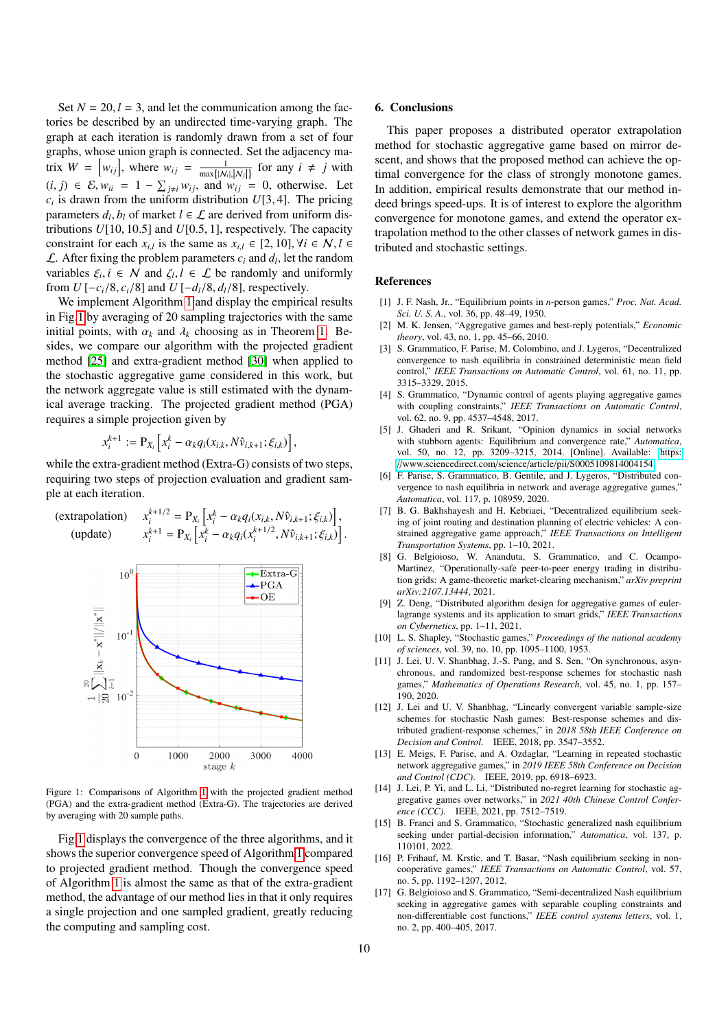Set $N = 20, l = 3$, and let the communication among the factories be described by an undirected time-varying graph. The graph at each iteration is randomly drawn from a set of four graphs, whose union graph is connected. Set the adjacency matrix $W = \left[w_{ij}\right]$, where $w_{ij} = \frac{1}{\max\{|\mathcal{N}_i|, |\mathcal{N}_j|\}}$ for any $i \neq j$ with $(i, j) \in \mathcal{E}, w_{ii} = 1 - \sum_{j \neq i} w_{ij}$, and $w_{ij} = 0$, otherwise. Let $c_i$ is drawn from the uniform distribution $U[3, 4]$. The pricing parameters $d_l, b_l$ of market $l \in \mathcal{L}$ are derived from uniform distributions $U[10, 10.5]$ and $U[0.5, 1]$, respectively. The capacity constraint for each $x_{i,l}$ is the same as $x_{i,l} \in [2, 10], \forall i \in \mathcal{N}, l \in \mathcal{L}$. After fixing the problem parameters $c_i$ and $d_l$, let the random variables $\xi_i, i \in \mathcal{N}$ and $\zeta_l, l \in \mathcal{L}$ be randomly and uniformly from $U[-c_i/8, c_i/8]$ and $U[-d_l/8, d_l/8]$, respectively.

We implement Algorithm 1 and display the empirical results in Fig. 1 by averaging of 20 sampling trajectories with the same initial points, with $\alpha_k$ and $\lambda_k$ choosing as in Theorem 1. Besides, we compare our algorithm with the projected gradient method [25] and extra-gradient method [30] when applied to the stochastic aggregative game considered in this work, but the network aggregate value is still estimated with the dynamical average tracking. The projected gradient method (PGA) requires a simple projection given by

$$x_i^{k+1} := \mathrm{P}_{X_i}\left[x_i^k - \alpha_k q_i(x_{i,k}, N\hat{v}_{i,k+1}; \xi_{i,k})\right],$$

while the extra-gradient method (Extra-G) consists of two steps, requiring two steps of projection evaluation and gradient sample at each iteration.

$$\begin{aligned}
&\text{(extrapolation)} \quad x_i^{k+1/2} = \mathrm{P}_{X_i}\left[x_i^k - \alpha_k q_i(x_{i,k}, N\hat{v}_{i,k+1}; \xi_{i,k})\right], \\
&\text{(update)} \quad x_i^{k+1} = \mathrm{P}_{X_i}\left[x_i^k - \alpha_k q_i(x_i^{k+1/2}, N\hat{v}_{i,k+1}; \xi_{i,k})\right].
\end{aligned}$$

Figure 1: Comparisons of Algorithm 1 with the projected gradient method (PGA) and the extra-gradient method (Extra-G). The trajectories are derived by averaging with 20 sample paths.

Fig 1 displays the convergence of the three algorithms, and it shows the superior convergence speed of Algorithm 1 compared to projected gradient method. Though the convergence speed of Algorithm 1 is almost the same as that of the extra-gradient method, the advantage of our method lies in that it only requires a single projection and one sampled gradient, greatly reducing the computing and sampling cost.

## 6. Conclusions

This paper proposes a distributed operator extrapolation method for stochastic aggregative game based on mirror descent, and shows that the proposed method can achieve the optimal convergence for the class of strongly monotone games. In addition, empirical results demonstrate that our method indeed brings speed-ups. It is of interest to explore the algorithm convergence for monotone games, and extend the operator extrapolation method to the other classes of network games in distributed and stochastic settings.

## References

[1] J. F. Nash, Jr., "Equilibrium points in $n$-person games," *Proc. Nat. Acad. Sci. U. S. A.*, vol. 36, pp. 48–49, 1950.

[2] M. K. Jensen, "Aggregative games and best-reply potentials," *Economic theory*, vol. 43, no. 1, pp. 45–66, 2010.

[3] S. Grammatico, F. Parise, M. Colombino, and J. Lygeros, "Decentralized convergence to nash equilibria in constrained deterministic mean field control," *IEEE Transactions on Automatic Control*, vol. 61, no. 11, pp. 3315–3329, 2015.

[4] S. Grammatico, "Dynamic control of agents playing aggregative games with coupling constraints," *IEEE Transactions on Automatic Control*, vol. 62, no. 9, pp. 4537–4548, 2017.

[5] J. Ghaderi and R. Srikant, "Opinion dynamics in social networks with stubborn agents: Equilibrium and convergence rate," *Automatica*, vol. 50, no. 12, pp. 3209–3215, 2014. [Online]. Available: https://www.sciencedirect.com/science/article/pii/S0005109814004154

[6] F. Parise, S. Grammatico, B. Gentile, and J. Lygeros, "Distributed convergence to nash equilibria in network and average aggregative games," *Automatica*, vol. 117, p. 108959, 2020.

[7] B. G. Bakhshayesh and H. Kebriaei, "Decentralized equilibrium seeking of joint routing and destination planning of electric vehicles: A constrained aggregative game approach," *IEEE Transactions on Intelligent Transportation Systems*, pp. 1–10, 2021.

[8] G. Belgioioso, W. Ananduta, S. Grammatico, and C. Ocampo-Martinez, "Operationally-safe peer-to-peer energy trading in distribution grids: A game-theoretic market-clearing mechanism," *arXiv preprint arXiv:2107.13444*, 2021.

[9] Z. Deng, "Distributed algorithm design for aggregative games of euler-lagrange systems and its application to smart grids," *IEEE Transactions on Cybernetics*, pp. 1–11, 2021.

[10] L. S. Shapley, "Stochastic games," *Proceedings of the national academy of sciences*, vol. 39, no. 10, pp. 1095–1100, 1953.

[11] J. Lei, U. V. Shanbhag, J.-S. Pang, and S. Sen, "On synchronous, asynchronous, and randomized best-response schemes for stochastic nash games," *Mathematics of Operations Research*, vol. 45, no. 1, pp. 157–190, 2020.

[12] J. Lei and U. V. Shanbhag, "Linearly convergent variable sample-size schemes for stochastic Nash games: Best-response schemes and distributed gradient-response schemes," in *2018 58th IEEE Conference on Decision and Control*. IEEE, 2018, pp. 3547–3552.

[13] E. Meigs, F. Parise, and A. Ozdaglar, "Learning in repeated stochastic network aggregative games," in *2019 IEEE 58th Conference on Decision and Control (CDC)*. IEEE, 2019, pp. 6918–6923.

[14] J. Lei, P. Yi, and L. Li, "Distributed no-regret learning for stochastic aggregative games over networks," in *2021 40th Chinese Control Conference (CCC)*. IEEE, 2021, pp. 7512–7519.

[15] B. Franci and S. Grammatico, "Stochastic generalized nash equilibrium seeking under partial-decision information," *Automatica*, vol. 137, p. 110101, 2022.

[16] P. Frihauf, M. Krstic, and T. Basar, "Nash equilibrium seeking in noncooperative games," *IEEE Transactions on Automatic Control*, vol. 57, no. 5, pp. 1192–1207, 2012.

[17] G. Belgioioso and S. Grammatico, "Semi-decentralized Nash equilibrium seeking in aggregative games with separable coupling constraints and non-differentiable cost functions," *IEEE control systems letters*, vol. 1, no. 2, pp. 400–405, 2017.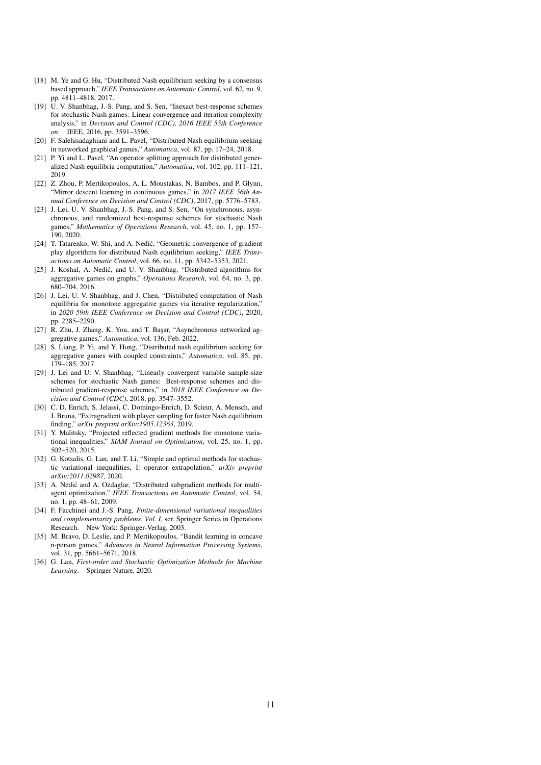[18] M. Ye and G. Hu, "Distributed Nash equilibrium seeking by a consensus based approach," *IEEE Transactions on Automatic Control*, vol. 62, no. 9, pp. 4811–4818, 2017.

[19] U. V. Shanbhag, J.-S. Pang, and S. Sen, "Inexact best-response schemes for stochastic Nash games: Linear convergence and iteration complexity analysis," in *Decision and Control (CDC), 2016 IEEE 55th Conference on*. IEEE, 2016, pp. 3591–3596.

[20] F. Salehisadaghiani and L. Pavel, "Distributed Nash equilibrium seeking in networked graphical games," *Automatica*, vol. 87, pp. 17–24, 2018.

[21] P. Yi and L. Pavel, "An operator splitting approach for distributed generalized Nash equilibria computation," *Automatica*, vol. 102, pp. 111–121, 2019.

[22] Z. Zhou, P. Mertikopoulos, A. L. Moustakas, N. Bambos, and P. Glynn, "Mirror descent learning in continuous games," in *2017 IEEE 56th Annual Conference on Decision and Control (CDC)*, 2017, pp. 5776–5783.

[23] J. Lei, U. V. Shanbhag, J.-S. Pang, and S. Sen, "On synchronous, asynchronous, and randomized best-response schemes for stochastic Nash games," *Mathematics of Operations Research*, vol. 45, no. 1, pp. 157–190, 2020.

[24] T. Tatarenko, W. Shi, and A. Nedić, "Geometric convergence of gradient play algorithms for distributed Nash equilibrium seeking," *IEEE Transactions on Automatic Control*, vol. 66, no. 11, pp. 5342–5353, 2021.

[25] J. Koshal, A. Nedić, and U. V. Shanbhag, "Distributed algorithms for aggregative games on graphs," *Operations Research*, vol. 64, no. 3, pp. 680–704, 2016.

[26] J. Lei, U. V. Shanbhag, and J. Chen, "Distributed computation of Nash equilibria for monotone aggregative games via iterative regularization," in *2020 59th IEEE Conference on Decision and Control (CDC)*, 2020, pp. 2285–2290.

[27] R. Zhu, J. Zhang, K. You, and T. Başar, "Asynchronous networked aggregative games," *Automatica*, vol. 136, Feb. 2022.

[28] S. Liang, P. Yi, and Y. Hong, "Distributed nash equilibrium seeking for aggregative games with coupled constraints," *Automatica*, vol. 85, pp. 179–185, 2017.

[29] J. Lei and U. V. Shanbhag, "Linearly convergent variable sample-size schemes for stochastic Nash games: Best-response schemes and distributed gradient-response schemes," in *2018 IEEE Conference on Decision and Control (CDC)*, 2018, pp. 3547–3552.

[30] C. D. Enrich, S. Jelassi, C. Domingo-Enrich, D. Scieur, A. Mensch, and J. Bruna, "Extragradient with player sampling for faster Nash equilibrium finding," *arXiv preprint arXiv:1905.12363*, 2019.

[31] Y. Malitsky, "Projected reflected gradient methods for monotone variational inequalities," *SIAM Journal on Optimization*, vol. 25, no. 1, pp. 502–520, 2015.

[32] G. Kotsalis, G. Lan, and T. Li, "Simple and optimal methods for stochastic variational inequalities, I: operator extrapolation," *arXiv preprint arXiv:2011.02987*, 2020.

[33] A. Nedić and A. Ozdaglar, "Distributed subgradient methods for multi-agent optimization," *IEEE Transactions on Automatic Control*, vol. 54, no. 1, pp. 48–61, 2009.

[34] F. Facchinei and J.-S. Pang, *Finite-dimensional variational inequalities and complementarity problems. Vol. I*, ser. Springer Series in Operations Research. New York: Springer-Verlag, 2003.

[35] M. Bravo, D. Leslie, and P. Mertikopoulos, "Bandit learning in concave n-person games," *Advances in Neural Information Processing Systems*, vol. 31, pp. 5661–5671, 2018.

[36] G. Lan, *First-order and Stochastic Optimization Methods for Machine Learning*. Springer Nature, 2020.